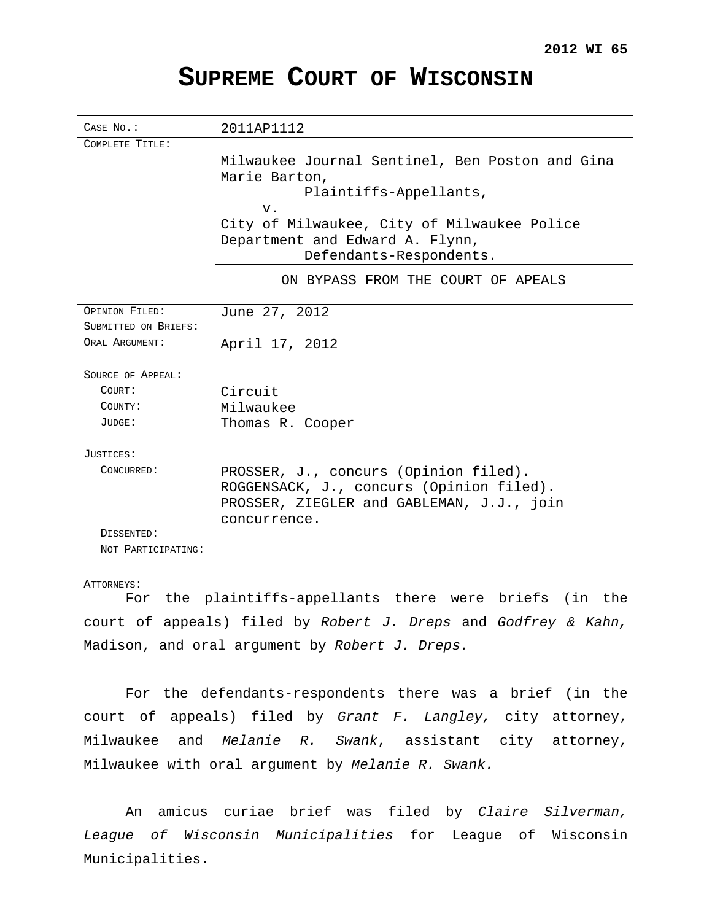**2012 WI 65**

# Supreme Court of Wisconsin

| | |
|---|---|
| CASE NO.: | 2011AP1112 |
| COMPLETE TITLE: | Milwaukee Journal Sentinel, Ben Poston and Gina Marie Barton,<br>Plaintiffs-Appellants,<br>v.<br>City of Milwaukee, City of Milwaukee Police Department and Edward A. Flynn,<br>Defendants-Respondents. |
| | ON BYPASS FROM THE COURT OF APEALS |
| OPINION FILED: | June 27, 2012 |
| SUBMITTED ON BRIEFS: | |
| ORAL ARGUMENT: | April 17, 2012 |
| SOURCE OF APPEAL: | |
| COURT: | Circuit |
| COUNTY: | Milwaukee |
| JUDGE: | Thomas R. Cooper |
| JUSTICES: | |
| CONCURRED: | PROSSER, J., concurs (Opinion filed).<br>ROGGENSACK, J., concurs (Opinion filed).<br>PROSSER, ZIEGLER and GABLEMAN, J.J., join concurrence. |
| DISSENTED: | |
| NOT PARTICIPATING: | |

ATTORNEYS:

For the plaintiffs-appellants there were briefs (in the court of appeals) filed by *Robert J. Dreps* and *Godfrey & Kahn,* Madison, and oral argument by *Robert J. Dreps.*

For the defendants-respondents there was a brief (in the court of appeals) filed by *Grant F. Langley,* city attorney, Milwaukee and *Melanie R. Swank*, assistant city attorney, Milwaukee with oral argument by *Melanie R. Swank.*

An amicus curiae brief was filed by *Claire Silverman, League of Wisconsin Municipalities* for League of Wisconsin Municipalities.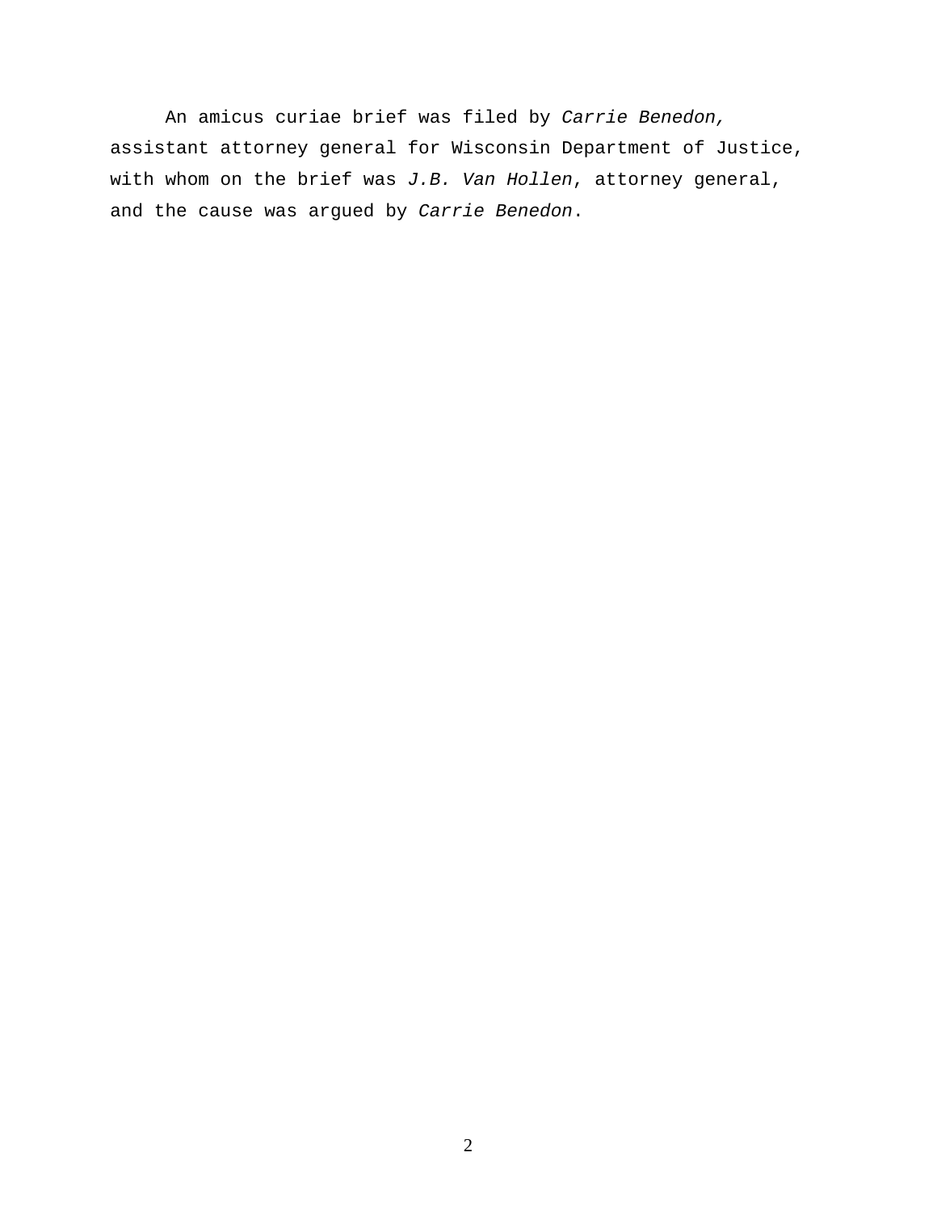An amicus curiae brief was filed by *Carrie Benedon,* assistant attorney general for Wisconsin Department of Justice, with whom on the brief was *J.B. Van Hollen*, attorney general, and the cause was argued by *Carrie Benedon*.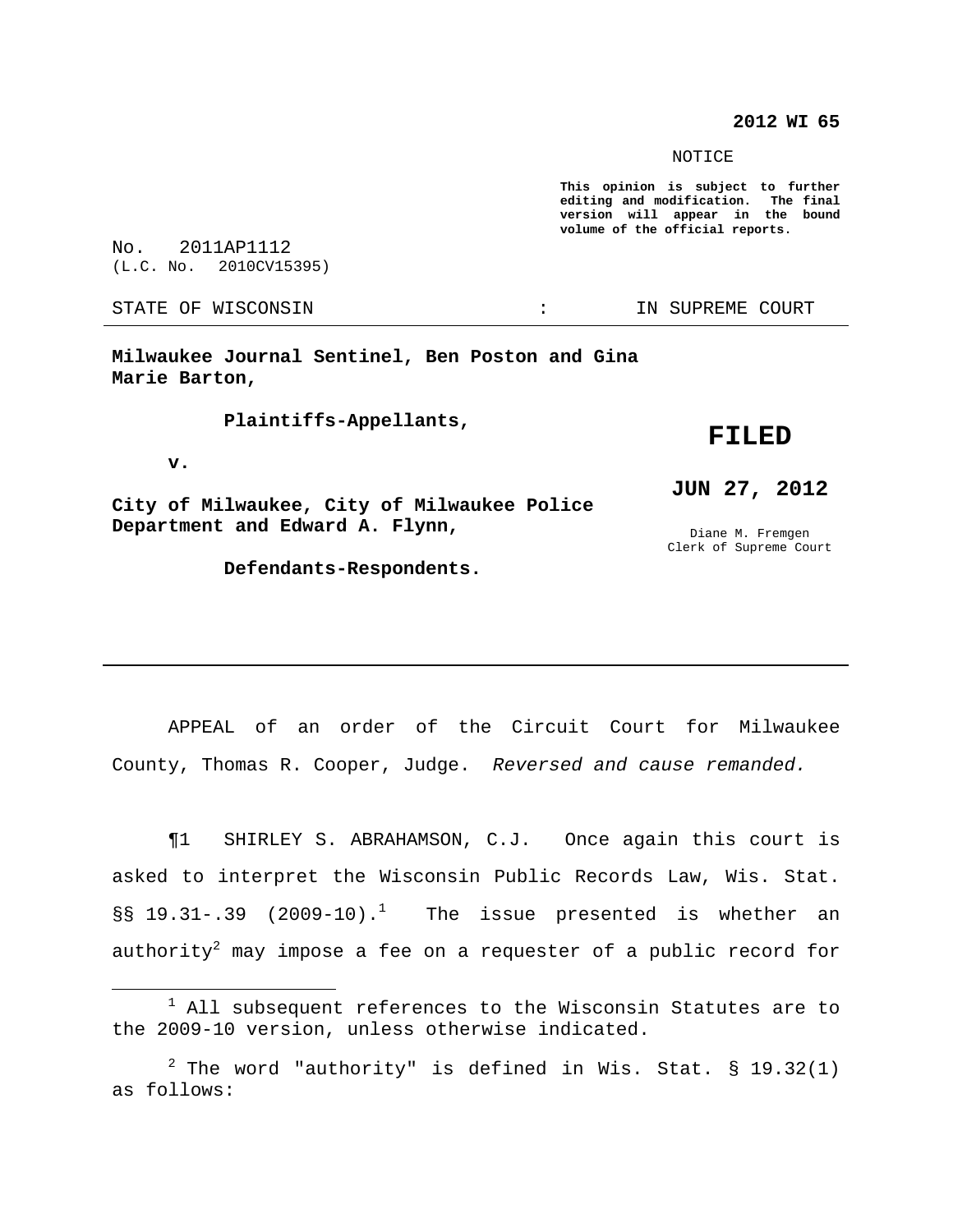**2012 WI 65**

NOTICE

**This opinion is subject to further editing and modification. The final version will appear in the bound volume of the official reports.**

No. 2011AP1112
(L.C. No. 2010CV15395)

STATE OF WISCONSIN : IN SUPREME COURT

---

**Milwaukee Journal Sentinel, Ben Poston and Gina Marie Barton,**

**Plaintiffs-Appellants,**

**v.**

**City of Milwaukee, City of Milwaukee Police Department and Edward A. Flynn,**

**Defendants-Respondents.**

**FILED**

**JUN 27, 2012**

Diane M. Fremgen
Clerk of Supreme Court

---

APPEAL of an order of the Circuit Court for Milwaukee County, Thomas R. Cooper, Judge. *Reversed and cause remanded.*

¶1 SHIRLEY S. ABRAHAMSON, C.J. Once again this court is asked to interpret the Wisconsin Public Records Law, Wis. Stat. §§ 19.31-.39 (2009-10).[1] The issue presented is whether an authority[2] may impose a fee on a requester of a public record for

---

[1] All subsequent references to the Wisconsin Statutes are to the 2009-10 version, unless otherwise indicated.

[2] The word "authority" is defined in Wis. Stat. § 19.32(1) as follows: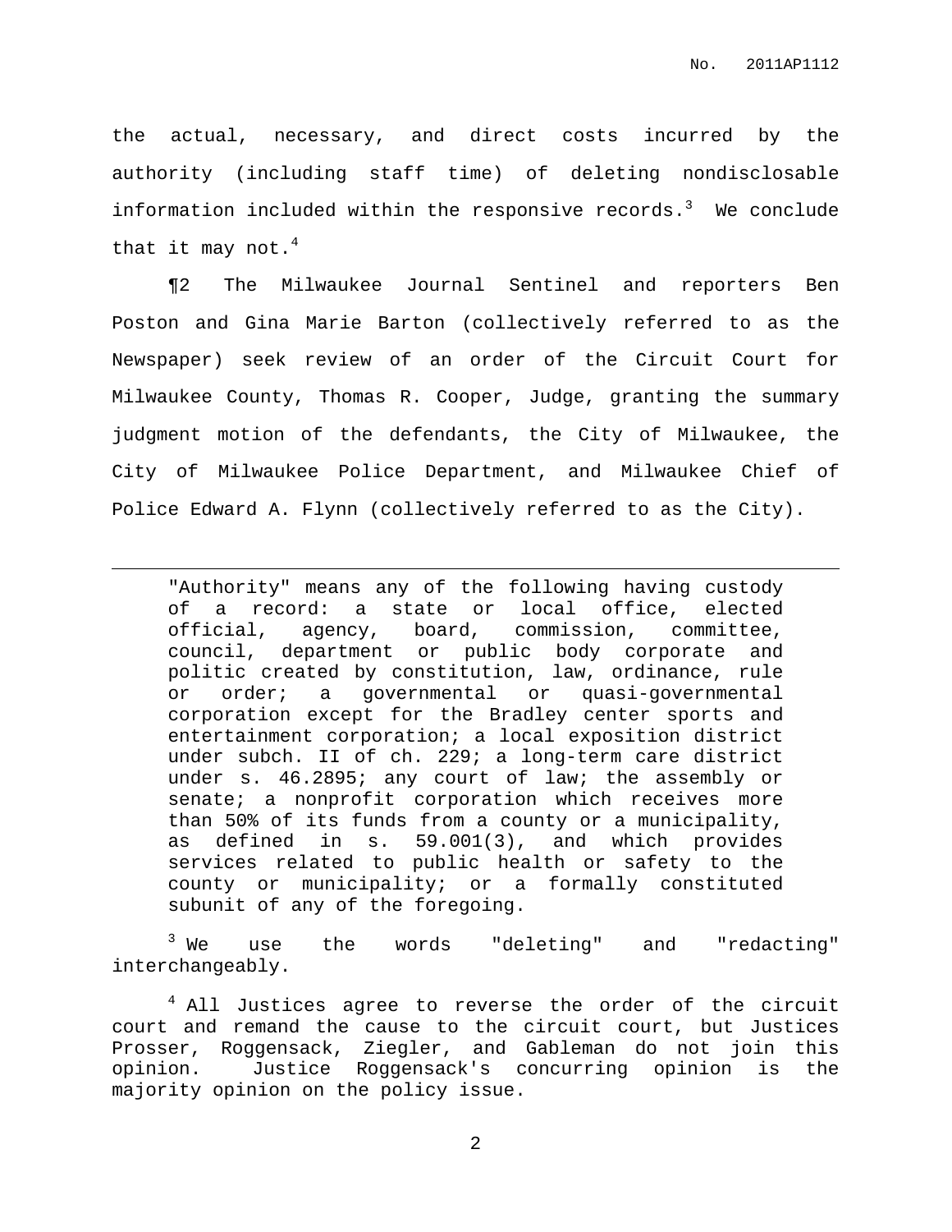the actual, necessary, and direct costs incurred by the authority (including staff time) of deleting nondisclosable information included within the responsive records.[3] We conclude that it may not.[4]

¶2 The Milwaukee Journal Sentinel and reporters Ben Poston and Gina Marie Barton (collectively referred to as the Newspaper) seek review of an order of the Circuit Court for Milwaukee County, Thomas R. Cooper, Judge, granting the summary judgment motion of the defendants, the City of Milwaukee, the City of Milwaukee Police Department, and Milwaukee Chief of Police Edward A. Flynn (collectively referred to as the City).

---

> "Authority" means any of the following having custody of a record: a state or local office, elected official, agency, board, commission, committee, council, department or public body corporate and politic created by constitution, law, ordinance, rule or order; a governmental or quasi-governmental corporation except for the Bradley center sports and entertainment corporation; a local exposition district under subch. II of ch. 229; a long-term care district under s. 46.2895; any court of law; the assembly or senate; a nonprofit corporation which receives more than 50% of its funds from a county or a municipality, as defined in s. 59.001(3), and which provides services related to public health or safety to the county or municipality; or a formally constituted subunit of any of the foregoing.

[3] We use the words "deleting" and "redacting" interchangeably.

[4] All Justices agree to reverse the order of the circuit court and remand the cause to the circuit court, but Justices Prosser, Roggensack, Ziegler, and Gableman do not join this opinion. Justice Roggensack's concurring opinion is the majority opinion on the policy issue.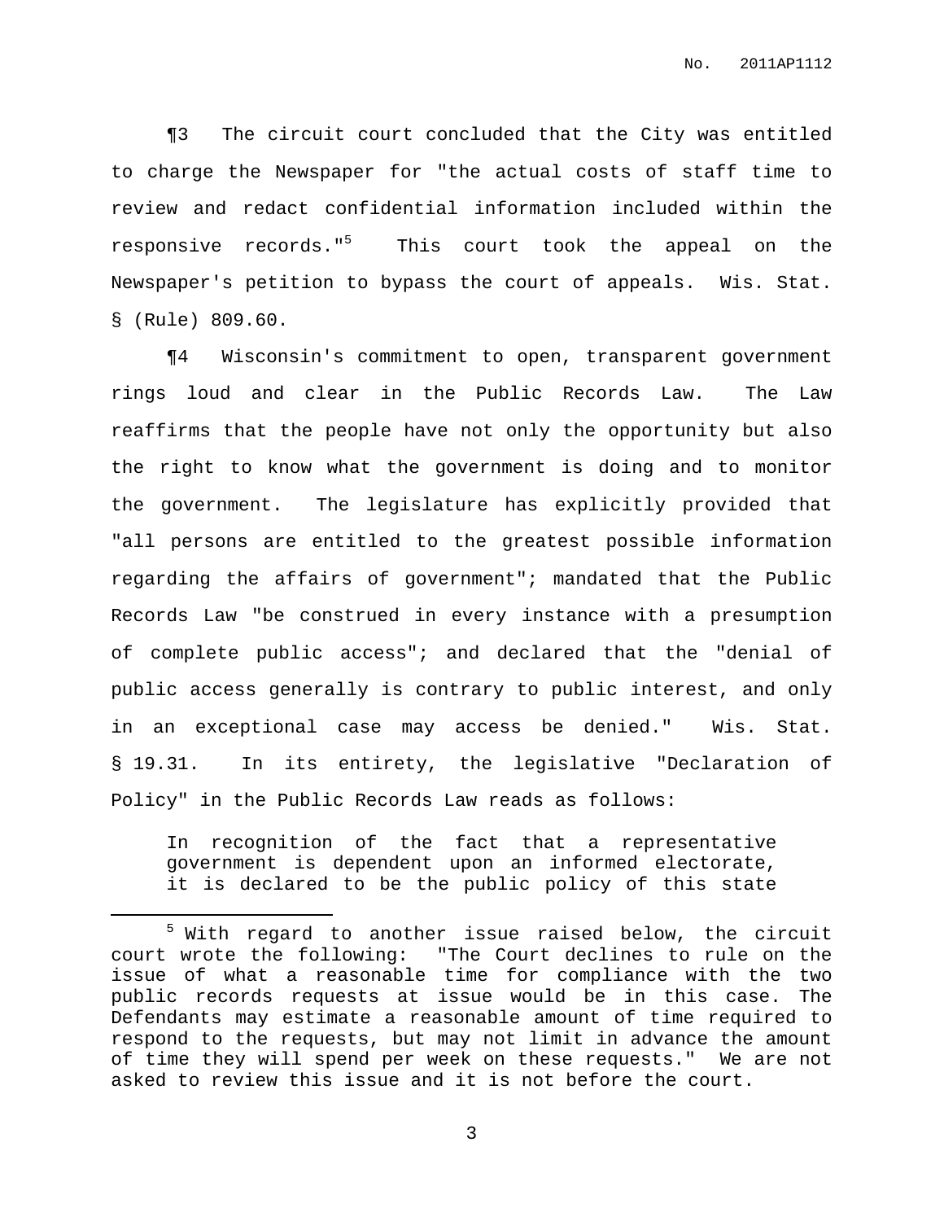¶3 The circuit court concluded that the City was entitled to charge the Newspaper for "the actual costs of staff time to review and redact confidential information included within the responsive records."[5] This court took the appeal on the Newspaper's petition to bypass the court of appeals. Wis. Stat. § (Rule) 809.60.

¶4 Wisconsin's commitment to open, transparent government rings loud and clear in the Public Records Law. The Law reaffirms that the people have not only the opportunity but also the right to know what the government is doing and to monitor the government. The legislature has explicitly provided that "all persons are entitled to the greatest possible information regarding the affairs of government"; mandated that the Public Records Law "be construed in every instance with a presumption of complete public access"; and declared that the "denial of public access generally is contrary to public interest, and only in an exceptional case may access be denied." Wis. Stat. § 19.31. In its entirety, the legislative "Declaration of Policy" in the Public Records Law reads as follows:

> In recognition of the fact that a representative government is dependent upon an informed electorate, it is declared to be the public policy of this state

---

[5] With regard to another issue raised below, the circuit court wrote the following: "The Court declines to rule on the issue of what a reasonable time for compliance with the two public records requests at issue would be in this case. The Defendants may estimate a reasonable amount of time required to respond to the requests, but may not limit in advance the amount of time they will spend per week on these requests." We are not asked to review this issue and it is not before the court.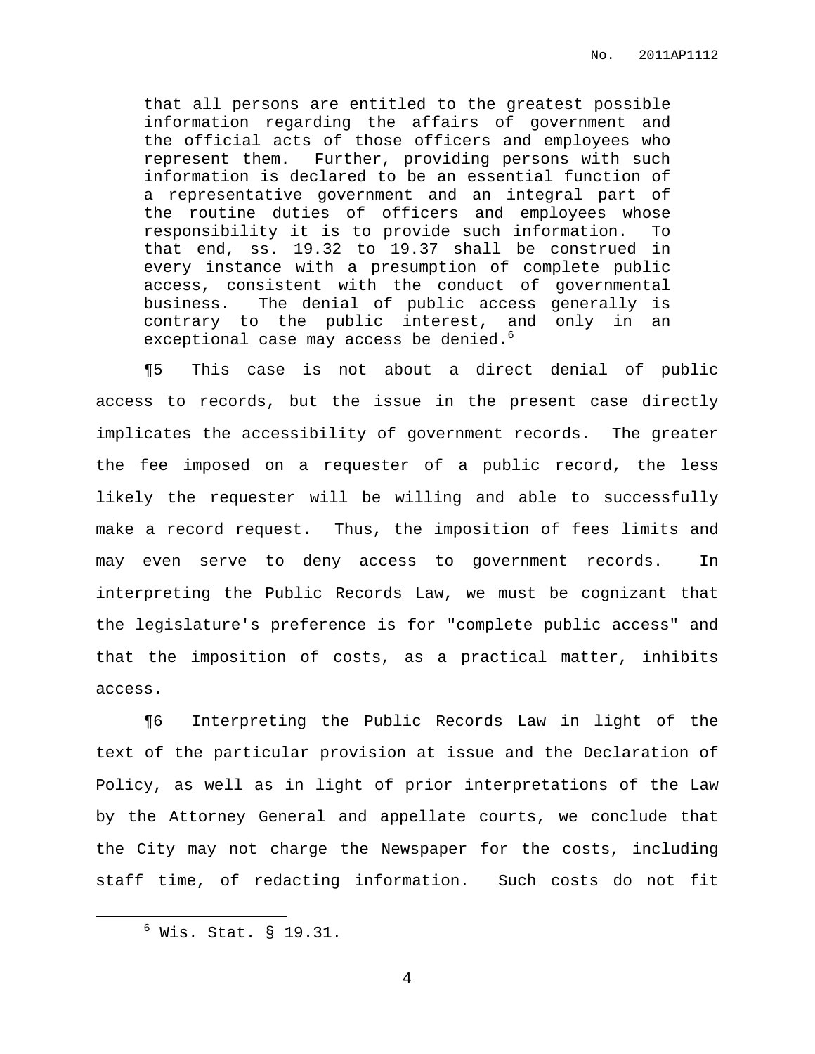> that all persons are entitled to the greatest possible information regarding the affairs of government and the official acts of those officers and employees who represent them. Further, providing persons with such information is declared to be an essential function of a representative government and an integral part of the routine duties of officers and employees whose responsibility it is to provide such information. To that end, ss. 19.32 to 19.37 shall be construed in every instance with a presumption of complete public access, consistent with the conduct of governmental business. The denial of public access generally is contrary to the public interest, and only in an exceptional case may access be denied.[6]

¶5 This case is not about a direct denial of public access to records, but the issue in the present case directly implicates the accessibility of government records. The greater the fee imposed on a requester of a public record, the less likely the requester will be willing and able to successfully make a record request. Thus, the imposition of fees limits and may even serve to deny access to government records. In interpreting the Public Records Law, we must be cognizant that the legislature's preference is for "complete public access" and that the imposition of costs, as a practical matter, inhibits access.

¶6 Interpreting the Public Records Law in light of the text of the particular provision at issue and the Declaration of Policy, as well as in light of prior interpretations of the Law by the Attorney General and appellate courts, we conclude that the City may not charge the Newspaper for the costs, including staff time, of redacting information. Such costs do not fit

---

[6] Wis. Stat. § 19.31.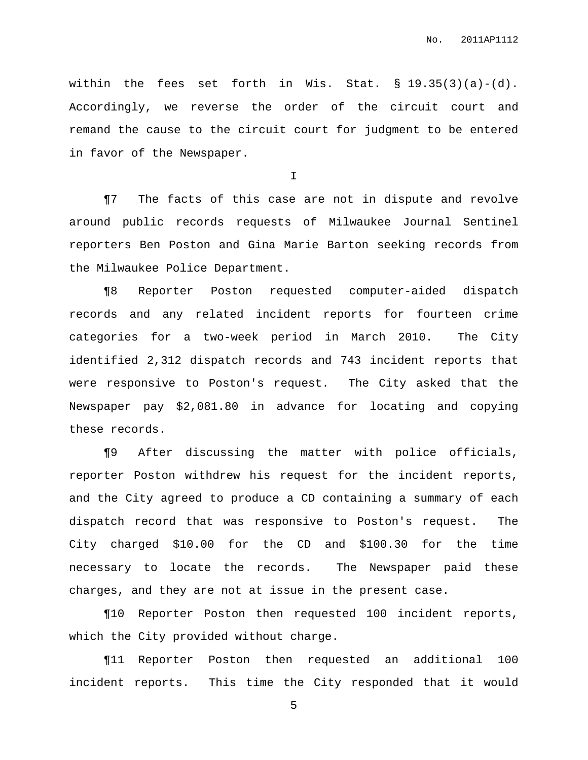within the fees set forth in Wis. Stat. § 19.35(3)(a)-(d). Accordingly, we reverse the order of the circuit court and remand the cause to the circuit court for judgment to be entered in favor of the Newspaper.

I

¶7 The facts of this case are not in dispute and revolve around public records requests of Milwaukee Journal Sentinel reporters Ben Poston and Gina Marie Barton seeking records from the Milwaukee Police Department.

¶8 Reporter Poston requested computer-aided dispatch records and any related incident reports for fourteen crime categories for a two-week period in March 2010. The City identified 2,312 dispatch records and 743 incident reports that were responsive to Poston's request. The City asked that the Newspaper pay $2,081.80 in advance for locating and copying these records.

¶9 After discussing the matter with police officials, reporter Poston withdrew his request for the incident reports, and the City agreed to produce a CD containing a summary of each dispatch record that was responsive to Poston's request. The City charged $10.00 for the CD and $100.30 for the time necessary to locate the records. The Newspaper paid these charges, and they are not at issue in the present case.

¶10 Reporter Poston then requested 100 incident reports, which the City provided without charge.

¶11 Reporter Poston then requested an additional 100 incident reports. This time the City responded that it would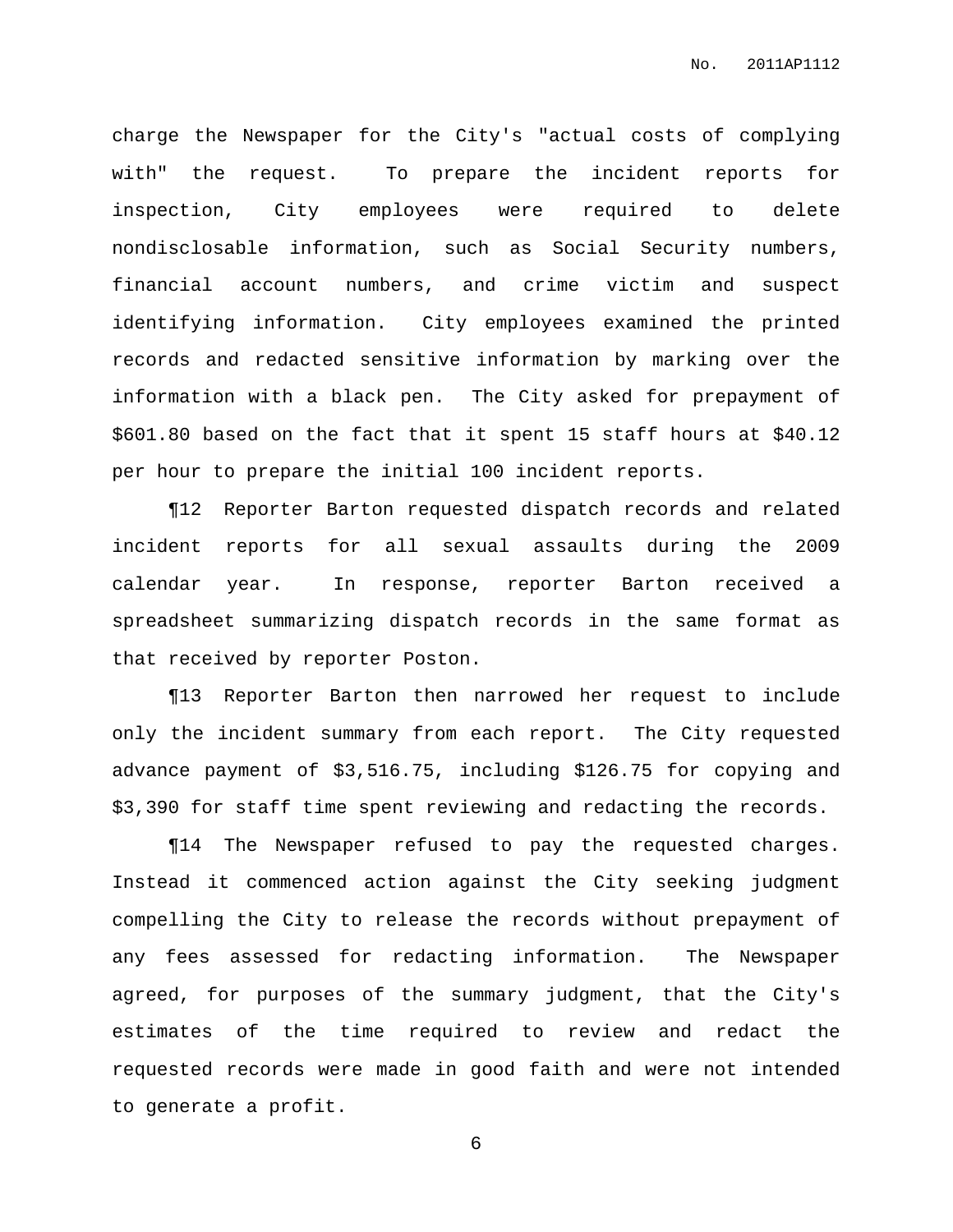charge the Newspaper for the City's "actual costs of complying with" the request. To prepare the incident reports for inspection, City employees were required to delete nondisclosable information, such as Social Security numbers, financial account numbers, and crime victim and suspect identifying information. City employees examined the printed records and redacted sensitive information by marking over the information with a black pen. The City asked for prepayment of $601.80 based on the fact that it spent 15 staff hours at $40.12 per hour to prepare the initial 100 incident reports.

¶12 Reporter Barton requested dispatch records and related incident reports for all sexual assaults during the 2009 calendar year. In response, reporter Barton received a spreadsheet summarizing dispatch records in the same format as that received by reporter Poston.

¶13 Reporter Barton then narrowed her request to include only the incident summary from each report. The City requested advance payment of $3,516.75, including $126.75 for copying and $3,390 for staff time spent reviewing and redacting the records.

¶14 The Newspaper refused to pay the requested charges. Instead it commenced action against the City seeking judgment compelling the City to release the records without prepayment of any fees assessed for redacting information. The Newspaper agreed, for purposes of the summary judgment, that the City's estimates of the time required to review and redact the requested records were made in good faith and were not intended to generate a profit.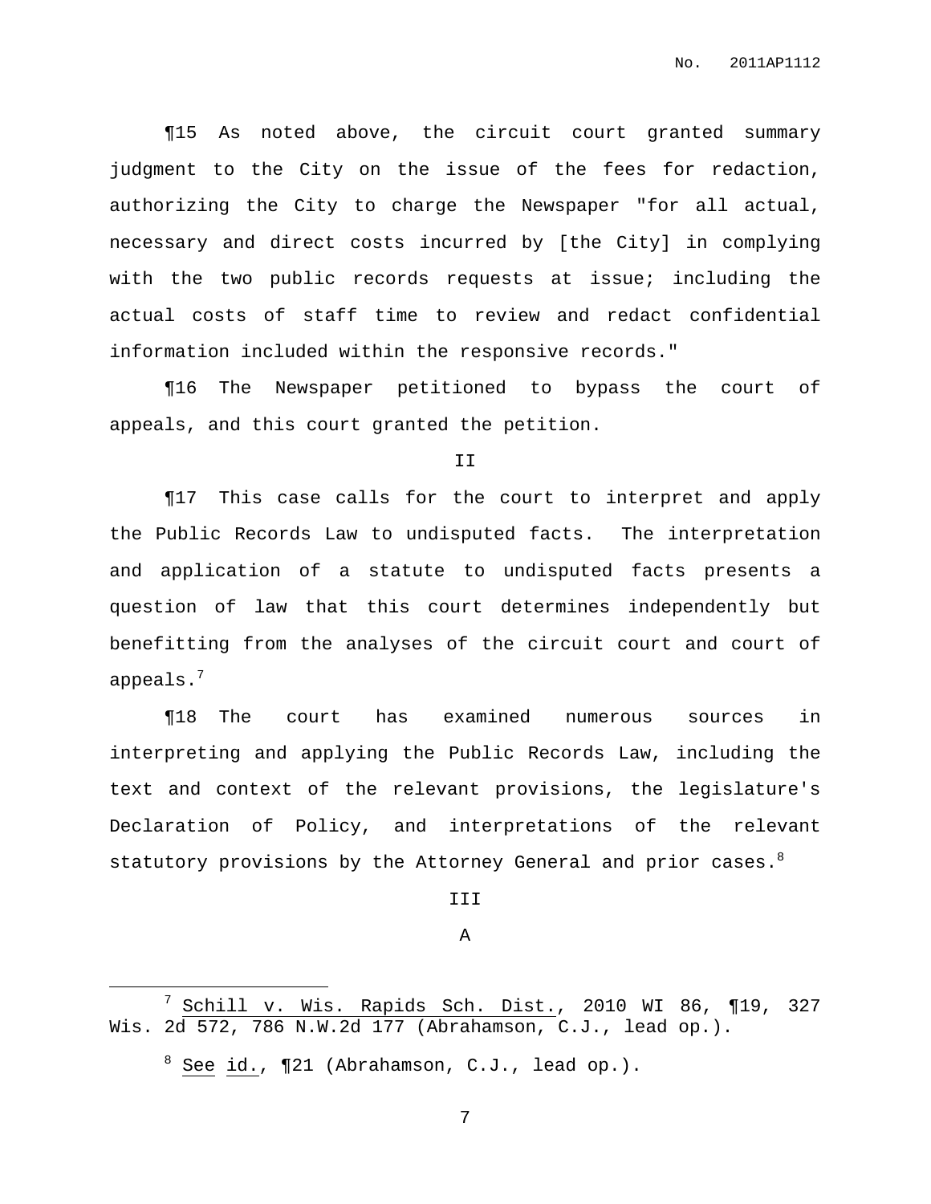¶15 As noted above, the circuit court granted summary judgment to the City on the issue of the fees for redaction, authorizing the City to charge the Newspaper "for all actual, necessary and direct costs incurred by [the City] in complying with the two public records requests at issue; including the actual costs of staff time to review and redact confidential information included within the responsive records."

¶16 The Newspaper petitioned to bypass the court of appeals, and this court granted the petition.

II

¶17 This case calls for the court to interpret and apply the Public Records Law to undisputed facts. The interpretation and application of a statute to undisputed facts presents a question of law that this court determines independently but benefitting from the analyses of the circuit court and court of appeals.[7]

¶18 The court has examined numerous sources in interpreting and applying the Public Records Law, including the text and context of the relevant provisions, the legislature's Declaration of Policy, and interpretations of the relevant statutory provisions by the Attorney General and prior cases.[8]

III

A

---

[7] Schill v. Wis. Rapids Sch. Dist., 2010 WI 86, ¶19, 327 Wis. 2d 572, 786 N.W.2d 177 (Abrahamson, C.J., lead op.).

[8] See id., ¶21 (Abrahamson, C.J., lead op.).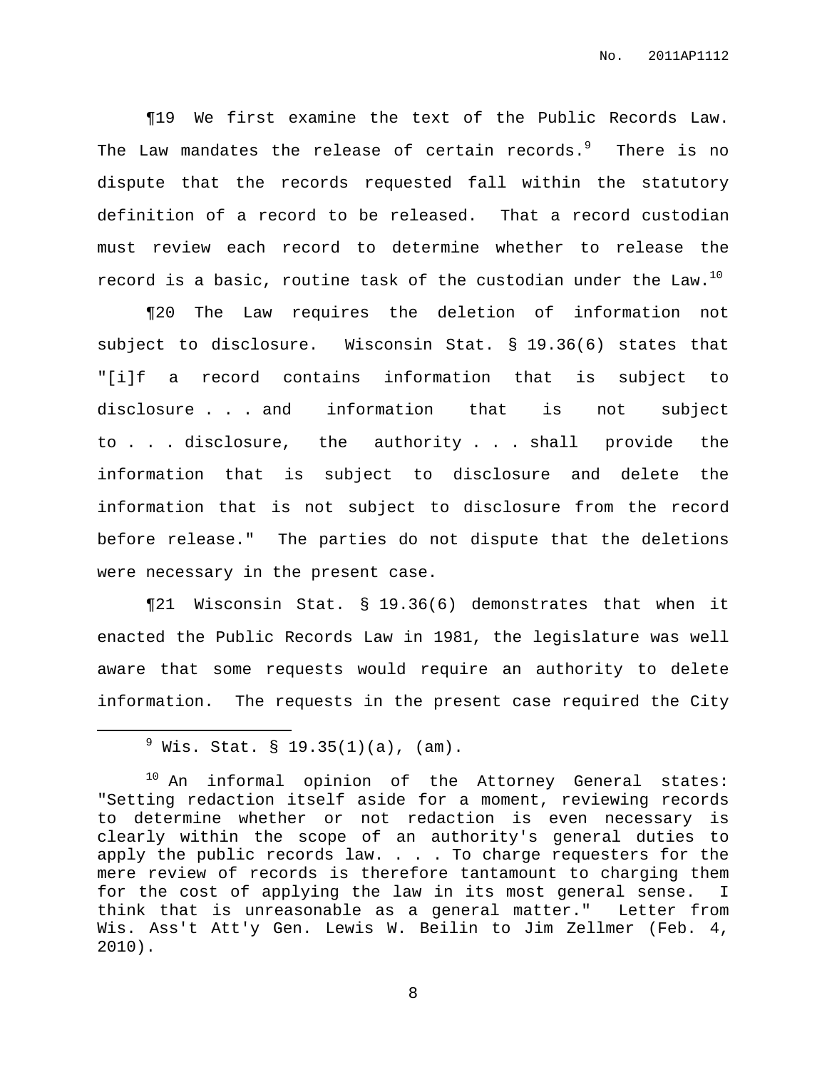¶19 We first examine the text of the Public Records Law. The Law mandates the release of certain records.[9] There is no dispute that the records requested fall within the statutory definition of a record to be released. That a record custodian must review each record to determine whether to release the record is a basic, routine task of the custodian under the Law.[10]

¶20 The Law requires the deletion of information not subject to disclosure. Wisconsin Stat. § 19.36(6) states that "[i]f a record contains information that is subject to disclosure . . . and information that is not subject to . . . disclosure, the authority . . . shall provide the information that is subject to disclosure and delete the information that is not subject to disclosure from the record before release." The parties do not dispute that the deletions were necessary in the present case.

¶21 Wisconsin Stat. § 19.36(6) demonstrates that when it enacted the Public Records Law in 1981, the legislature was well aware that some requests would require an authority to delete information. The requests in the present case required the City

---

[9] Wis. Stat. § 19.35(1)(a), (am).

[10] An informal opinion of the Attorney General states: "Setting redaction itself aside for a moment, reviewing records to determine whether or not redaction is even necessary is clearly within the scope of an authority's general duties to apply the public records law. . . . To charge requesters for the mere review of records is therefore tantamount to charging them for the cost of applying the law in its most general sense. I think that is unreasonable as a general matter." Letter from Wis. Ass't Att'y Gen. Lewis W. Beilin to Jim Zellmer (Feb. 4, 2010).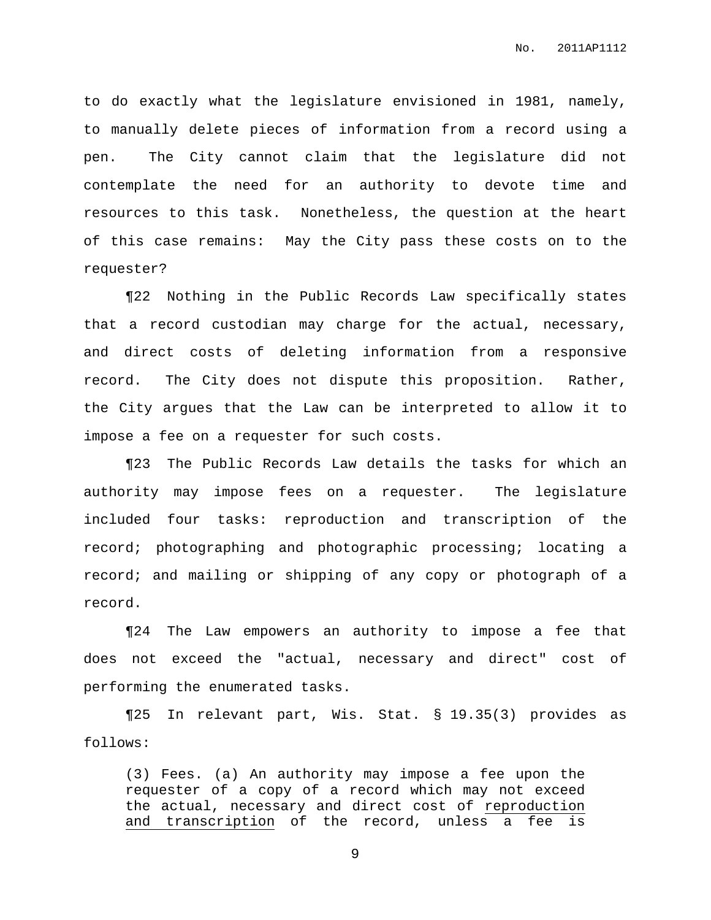to do exactly what the legislature envisioned in 1981, namely, to manually delete pieces of information from a record using a pen. The City cannot claim that the legislature did not contemplate the need for an authority to devote time and resources to this task. Nonetheless, the question at the heart of this case remains: May the City pass these costs on to the requester?

¶22 Nothing in the Public Records Law specifically states that a record custodian may charge for the actual, necessary, and direct costs of deleting information from a responsive record. The City does not dispute this proposition. Rather, the City argues that the Law can be interpreted to allow it to impose a fee on a requester for such costs.

¶23 The Public Records Law details the tasks for which an authority may impose fees on a requester. The legislature included four tasks: reproduction and transcription of the record; photographing and photographic processing; locating a record; and mailing or shipping of any copy or photograph of a record.

¶24 The Law empowers an authority to impose a fee that does not exceed the "actual, necessary and direct" cost of performing the enumerated tasks.

¶25 In relevant part, Wis. Stat. § 19.35(3) provides as follows:

> (3) Fees. (a) An authority may impose a fee upon the requester of a copy of a record which may not exceed the actual, necessary and direct cost of <u>reproduction and transcription</u> of the record, unless a fee is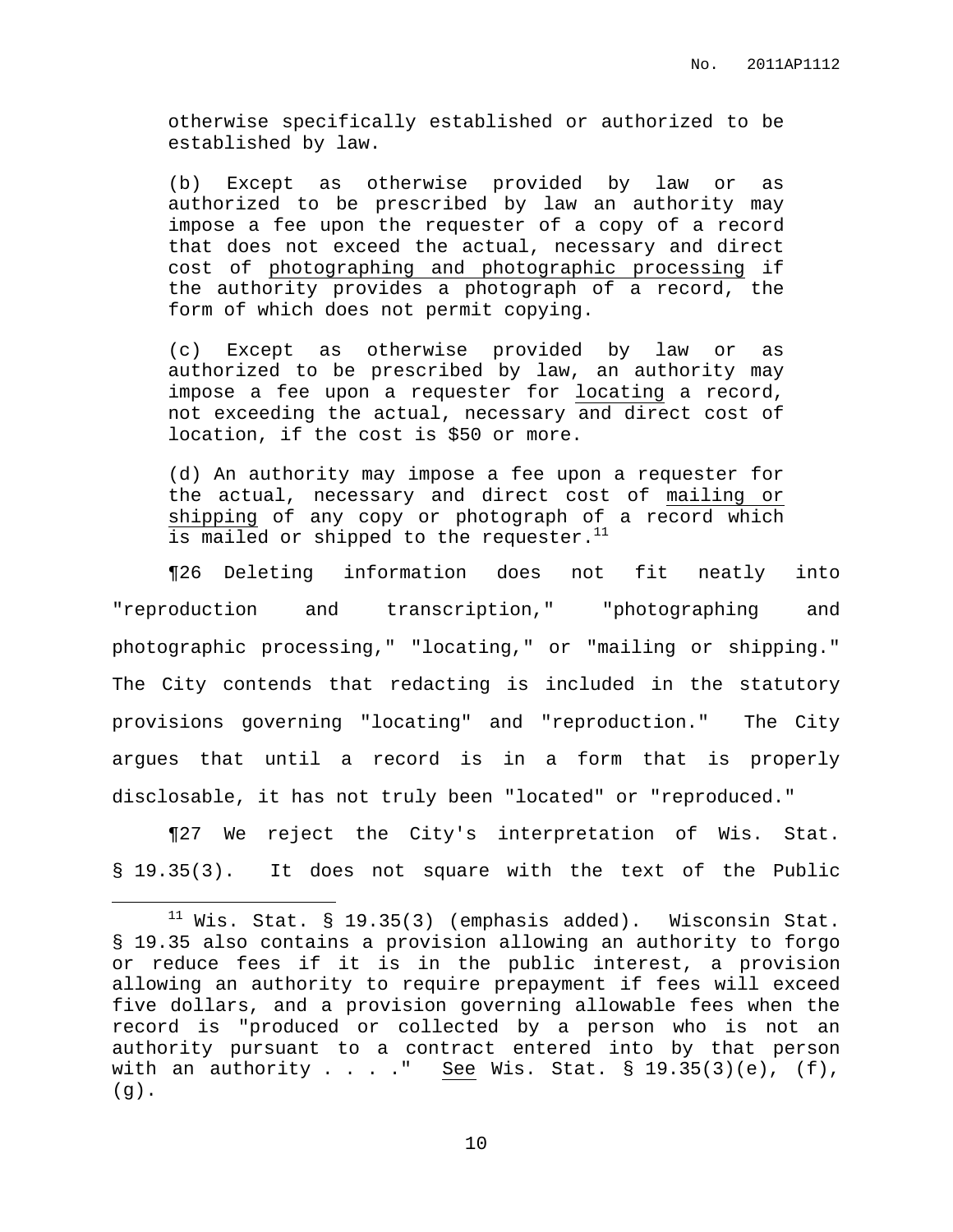otherwise specifically established or authorized to be established by law.

> (b) Except as otherwise provided by law or as authorized to be prescribed by law an authority may impose a fee upon the requester of a copy of a record that does not exceed the actual, necessary and direct cost of photographing and photographic processing if the authority provides a photograph of a record, the form of which does not permit copying.
>
> (c) Except as otherwise provided by law or as authorized to be prescribed by law, an authority may impose a fee upon a requester for locating a record, not exceeding the actual, necessary and direct cost of location, if the cost is $50 or more.
>
> (d) An authority may impose a fee upon a requester for the actual, necessary and direct cost of mailing or shipping of any copy or photograph of a record which is mailed or shipped to the requester.[11]

¶26 Deleting information does not fit neatly into "reproduction and transcription," "photographing and photographic processing," "locating," or "mailing or shipping." The City contends that redacting is included in the statutory provisions governing "locating" and "reproduction." The City argues that until a record is in a form that is properly disclosable, it has not truly been "located" or "reproduced."

¶27 We reject the City's interpretation of Wis. Stat. § 19.35(3). It does not square with the text of the Public

---

[11] Wis. Stat. § 19.35(3) (emphasis added). Wisconsin Stat. § 19.35 also contains a provision allowing an authority to forgo or reduce fees if it is in the public interest, a provision allowing an authority to require prepayment if fees will exceed five dollars, and a provision governing allowable fees when the record is "produced or collected by a person who is not an authority pursuant to a contract entered into by that person with an authority . . . ." See Wis. Stat. § 19.35(3)(e), (f), (g).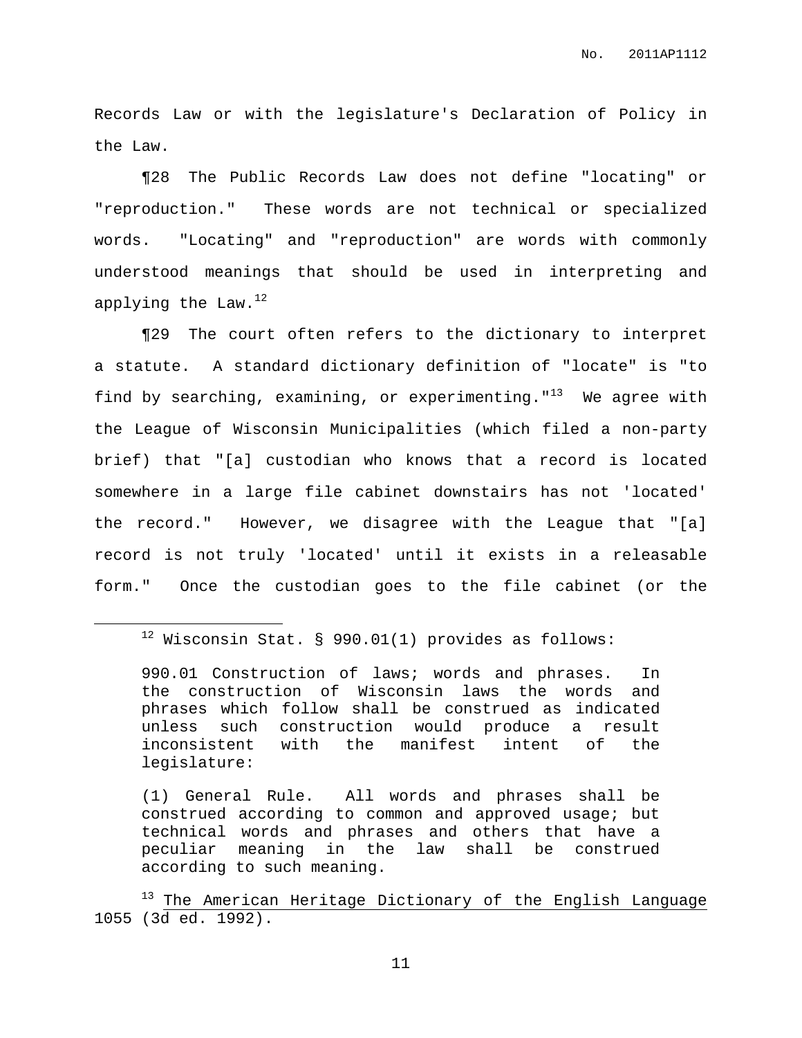Records Law or with the legislature's Declaration of Policy in the Law.

¶28 The Public Records Law does not define "locating" or "reproduction." These words are not technical or specialized words. "Locating" and "reproduction" are words with commonly understood meanings that should be used in interpreting and applying the Law.[12]

¶29 The court often refers to the dictionary to interpret a statute. A standard dictionary definition of "locate" is "to find by searching, examining, or experimenting."[13] We agree with the League of Wisconsin Municipalities (which filed a non-party brief) that "[a] custodian who knows that a record is located somewhere in a large file cabinet downstairs has not 'located' the record." However, we disagree with the League that "[a] record is not truly 'located' until it exists in a releasable form." Once the custodian goes to the file cabinet (or the

---

[12] Wisconsin Stat. § 990.01(1) provides as follows:

> 990.01 Construction of laws; words and phrases. In the construction of Wisconsin laws the words and phrases which follow shall be construed as indicated unless such construction would produce a result inconsistent with the manifest intent of the legislature:
>
> (1) General Rule. All words and phrases shall be construed according to common and approved usage; but technical words and phrases and others that have a peculiar meaning in the law shall be construed according to such meaning.

[13] The American Heritage Dictionary of the English Language 1055 (3d ed. 1992).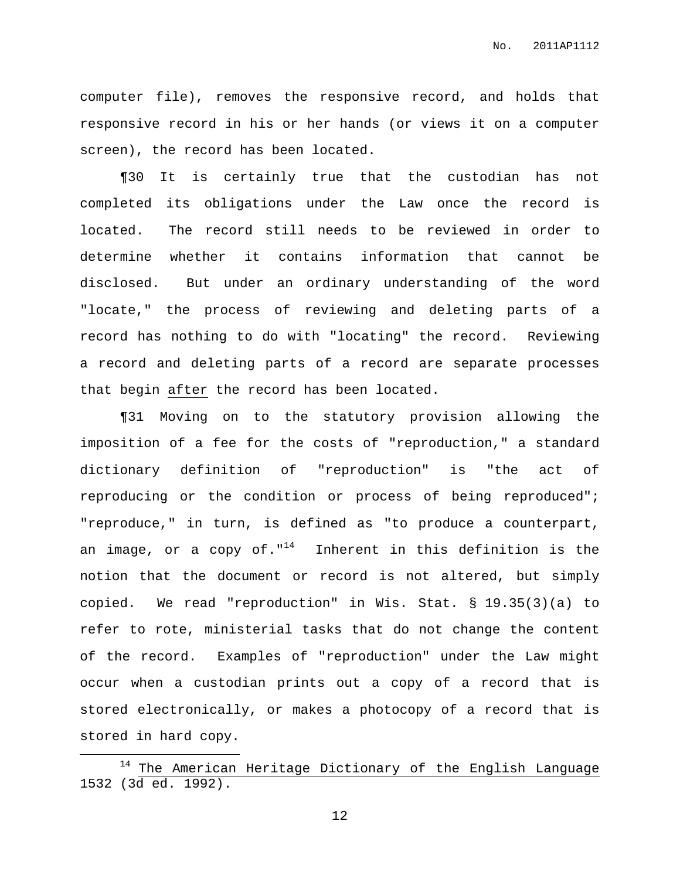computer file), removes the responsive record, and holds that responsive record in his or her hands (or views it on a computer screen), the record has been located.

¶30 It is certainly true that the custodian has not completed its obligations under the Law once the record is located. The record still needs to be reviewed in order to determine whether it contains information that cannot be disclosed. But under an ordinary understanding of the word "locate," the process of reviewing and deleting parts of a record has nothing to do with "locating" the record. Reviewing a record and deleting parts of a record are separate processes that begin <u>after</u> the record has been located.

¶31 Moving on to the statutory provision allowing the imposition of a fee for the costs of "reproduction," a standard dictionary definition of "reproduction" is "the act of reproducing or the condition or process of being reproduced"; "reproduce," in turn, is defined as "to produce a counterpart, an image, or a copy of."[14] Inherent in this definition is the notion that the document or record is not altered, but simply copied. We read "reproduction" in Wis. Stat. § 19.35(3)(a) to refer to rote, ministerial tasks that do not change the content of the record. Examples of "reproduction" under the Law might occur when a custodian prints out a copy of a record that is stored electronically, or makes a photocopy of a record that is stored in hard copy.

---

[14] <u>The American Heritage Dictionary of the English Language</u> 1532 (3d ed. 1992).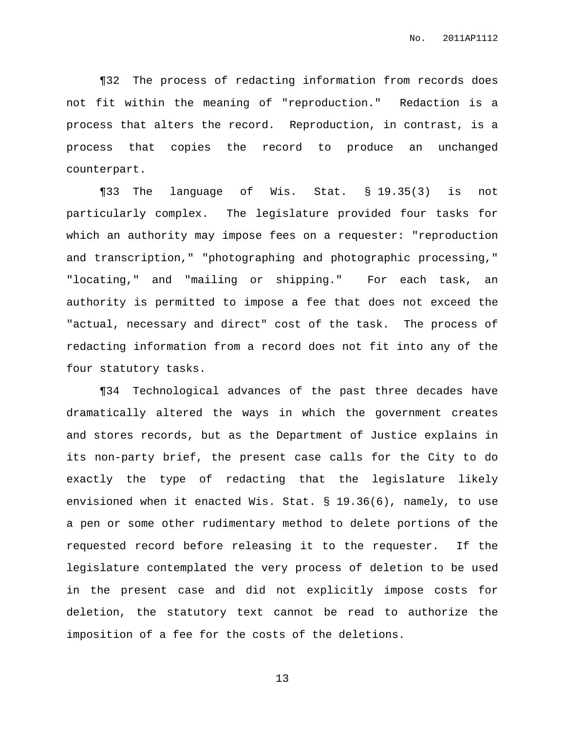¶32 The process of redacting information from records does not fit within the meaning of "reproduction." Redaction is a process that alters the record. Reproduction, in contrast, is a process that copies the record to produce an unchanged counterpart.

¶33 The language of Wis. Stat. § 19.35(3) is not particularly complex. The legislature provided four tasks for which an authority may impose fees on a requester: "reproduction and transcription," "photographing and photographic processing," "locating," and "mailing or shipping." For each task, an authority is permitted to impose a fee that does not exceed the "actual, necessary and direct" cost of the task. The process of redacting information from a record does not fit into any of the four statutory tasks.

¶34 Technological advances of the past three decades have dramatically altered the ways in which the government creates and stores records, but as the Department of Justice explains in its non-party brief, the present case calls for the City to do exactly the type of redacting that the legislature likely envisioned when it enacted Wis. Stat. § 19.36(6), namely, to use a pen or some other rudimentary method to delete portions of the requested record before releasing it to the requester. If the legislature contemplated the very process of deletion to be used in the present case and did not explicitly impose costs for deletion, the statutory text cannot be read to authorize the imposition of a fee for the costs of the deletions.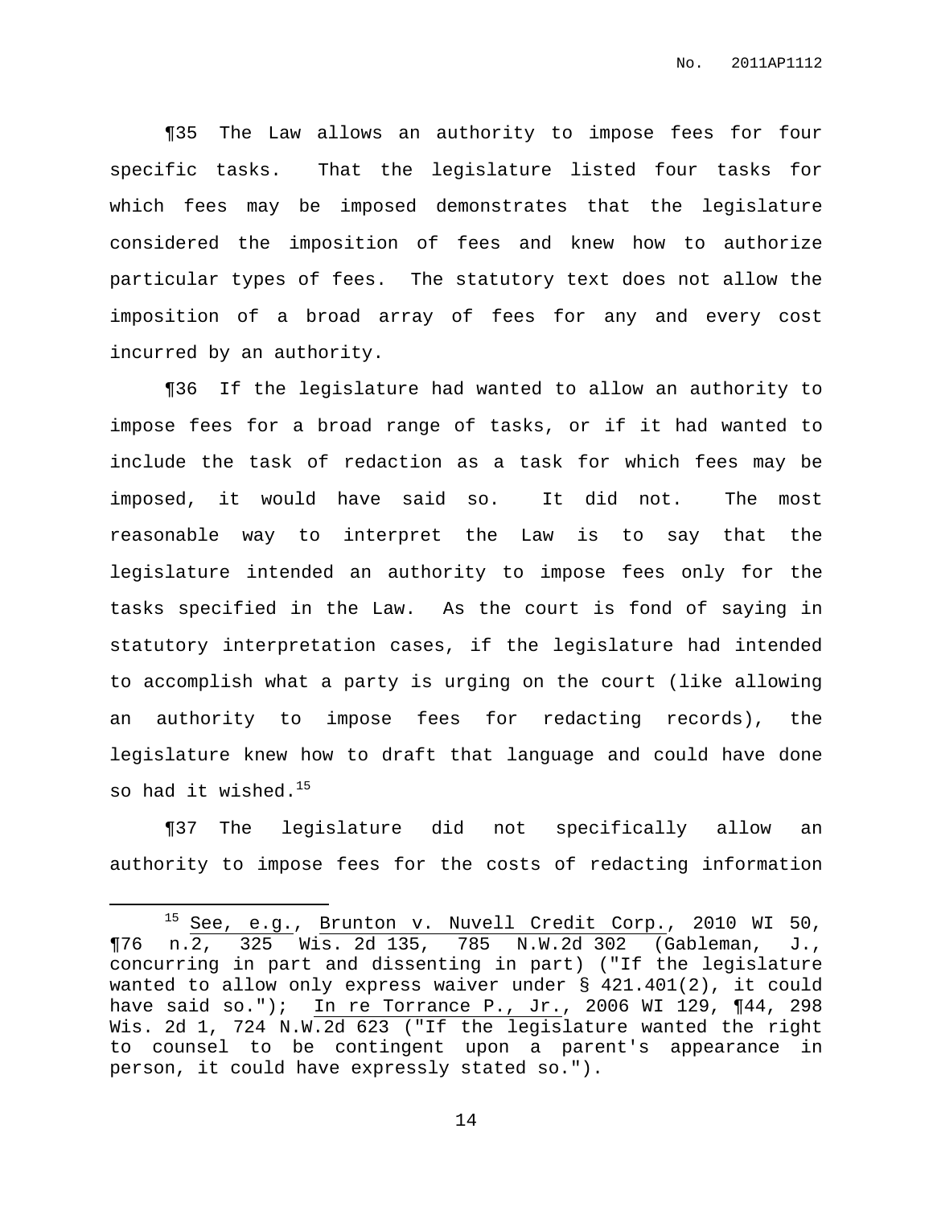¶35 The Law allows an authority to impose fees for four specific tasks. That the legislature listed four tasks for which fees may be imposed demonstrates that the legislature considered the imposition of fees and knew how to authorize particular types of fees. The statutory text does not allow the imposition of a broad array of fees for any and every cost incurred by an authority.

¶36 If the legislature had wanted to allow an authority to impose fees for a broad range of tasks, or if it had wanted to include the task of redaction as a task for which fees may be imposed, it would have said so. It did not. The most reasonable way to interpret the Law is to say that the legislature intended an authority to impose fees only for the tasks specified in the Law. As the court is fond of saying in statutory interpretation cases, if the legislature had intended to accomplish what a party is urging on the court (like allowing an authority to impose fees for redacting records), the legislature knew how to draft that language and could have done so had it wished.[15]

¶37 The legislature did not specifically allow an authority to impose fees for the costs of redacting information

---

[15] See, e.g., Brunton v. Nuvell Credit Corp., 2010 WI 50, ¶76 n.2, 325 Wis. 2d 135, 785 N.W.2d 302 (Gableman, J., concurring in part and dissenting in part) ("If the legislature wanted to allow only express waiver under § 421.401(2), it could have said so."); In re Torrance P., Jr., 2006 WI 129, ¶44, 298 Wis. 2d 1, 724 N.W.2d 623 ("If the legislature wanted the right to counsel to be contingent upon a parent's appearance in person, it could have expressly stated so.").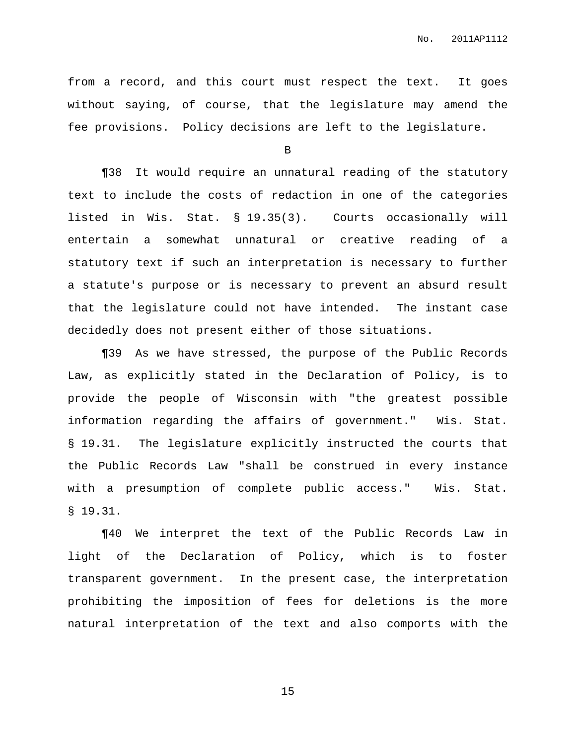from a record, and this court must respect the text. It goes without saying, of course, that the legislature may amend the fee provisions. Policy decisions are left to the legislature.

B

¶38 It would require an unnatural reading of the statutory text to include the costs of redaction in one of the categories listed in Wis. Stat. § 19.35(3). Courts occasionally will entertain a somewhat unnatural or creative reading of a statutory text if such an interpretation is necessary to further a statute's purpose or is necessary to prevent an absurd result that the legislature could not have intended. The instant case decidedly does not present either of those situations.

¶39 As we have stressed, the purpose of the Public Records Law, as explicitly stated in the Declaration of Policy, is to provide the people of Wisconsin with "the greatest possible information regarding the affairs of government." Wis. Stat. § 19.31. The legislature explicitly instructed the courts that the Public Records Law "shall be construed in every instance with a presumption of complete public access." Wis. Stat. § 19.31.

¶40 We interpret the text of the Public Records Law in light of the Declaration of Policy, which is to foster transparent government. In the present case, the interpretation prohibiting the imposition of fees for deletions is the more natural interpretation of the text and also comports with the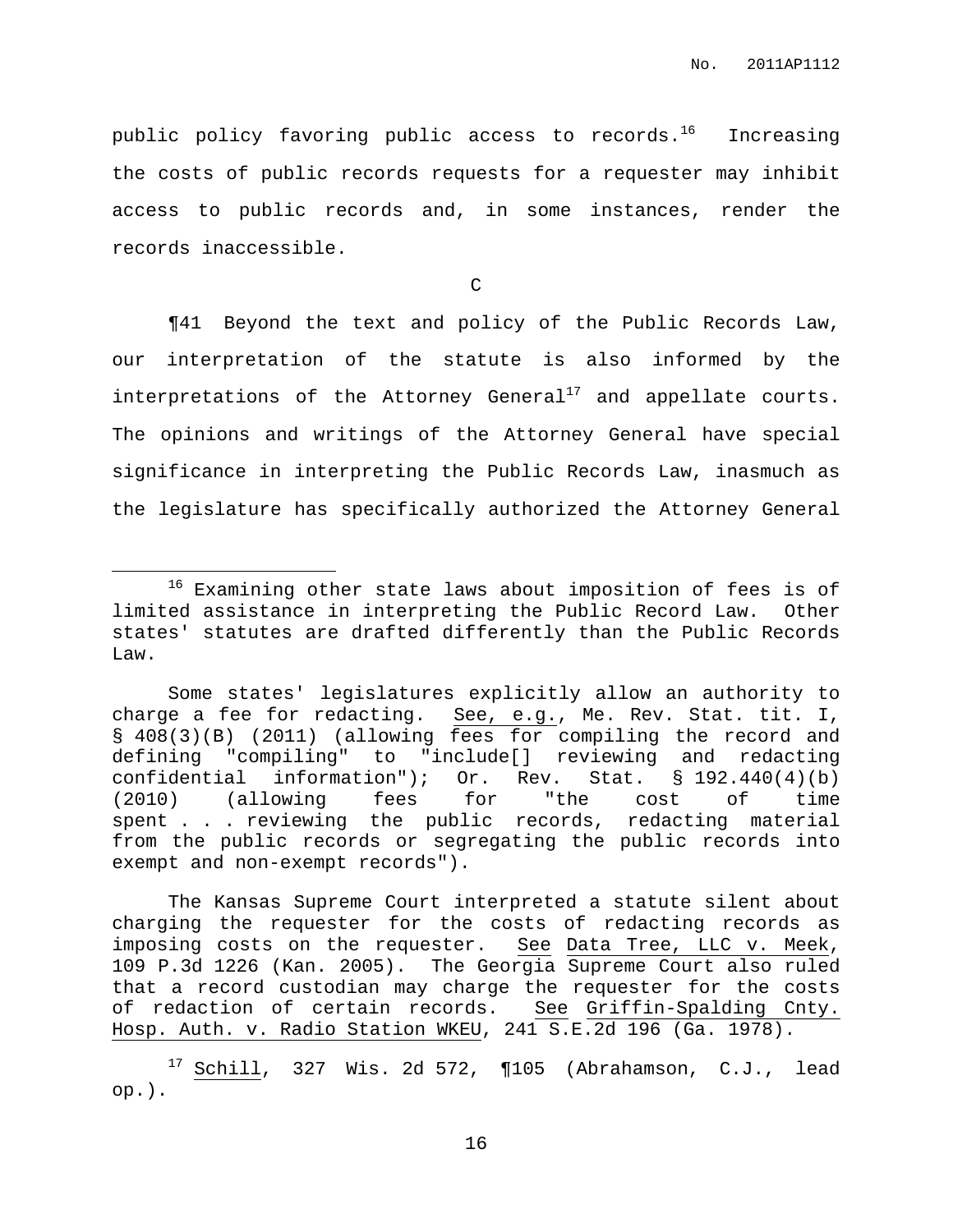public policy favoring public access to records.[16] Increasing the costs of public records requests for a requester may inhibit access to public records and, in some instances, render the records inaccessible.

C

¶41 Beyond the text and policy of the Public Records Law, our interpretation of the statute is also informed by the interpretations of the Attorney General[17] and appellate courts. The opinions and writings of the Attorney General have special significance in interpreting the Public Records Law, inasmuch as the legislature has specifically authorized the Attorney General

---

[16] Examining other state laws about imposition of fees is of limited assistance in interpreting the Public Record Law. Other states' statutes are drafted differently than the Public Records Law.

Some states' legislatures explicitly allow an authority to charge a fee for redacting. See, e.g., Me. Rev. Stat. tit. I, § 408(3)(B) (2011) (allowing fees for compiling the record and defining "compiling" to "include[] reviewing and redacting confidential information"); Or. Rev. Stat. § 192.440(4)(b) (2010) (allowing fees for "the cost of time spent . . . reviewing the public records, redacting material from the public records or segregating the public records into exempt and non-exempt records").

The Kansas Supreme Court interpreted a statute silent about charging the requester for the costs of redacting records as imposing costs on the requester. See Data Tree, LLC v. Meek, 109 P.3d 1226 (Kan. 2005). The Georgia Supreme Court also ruled that a record custodian may charge the requester for the costs of redaction of certain records. See Griffin-Spalding Cnty. Hosp. Auth. v. Radio Station WKEU, 241 S.E.2d 196 (Ga. 1978).

[17] Schill, 327 Wis. 2d 572, ¶105 (Abrahamson, C.J., lead op.).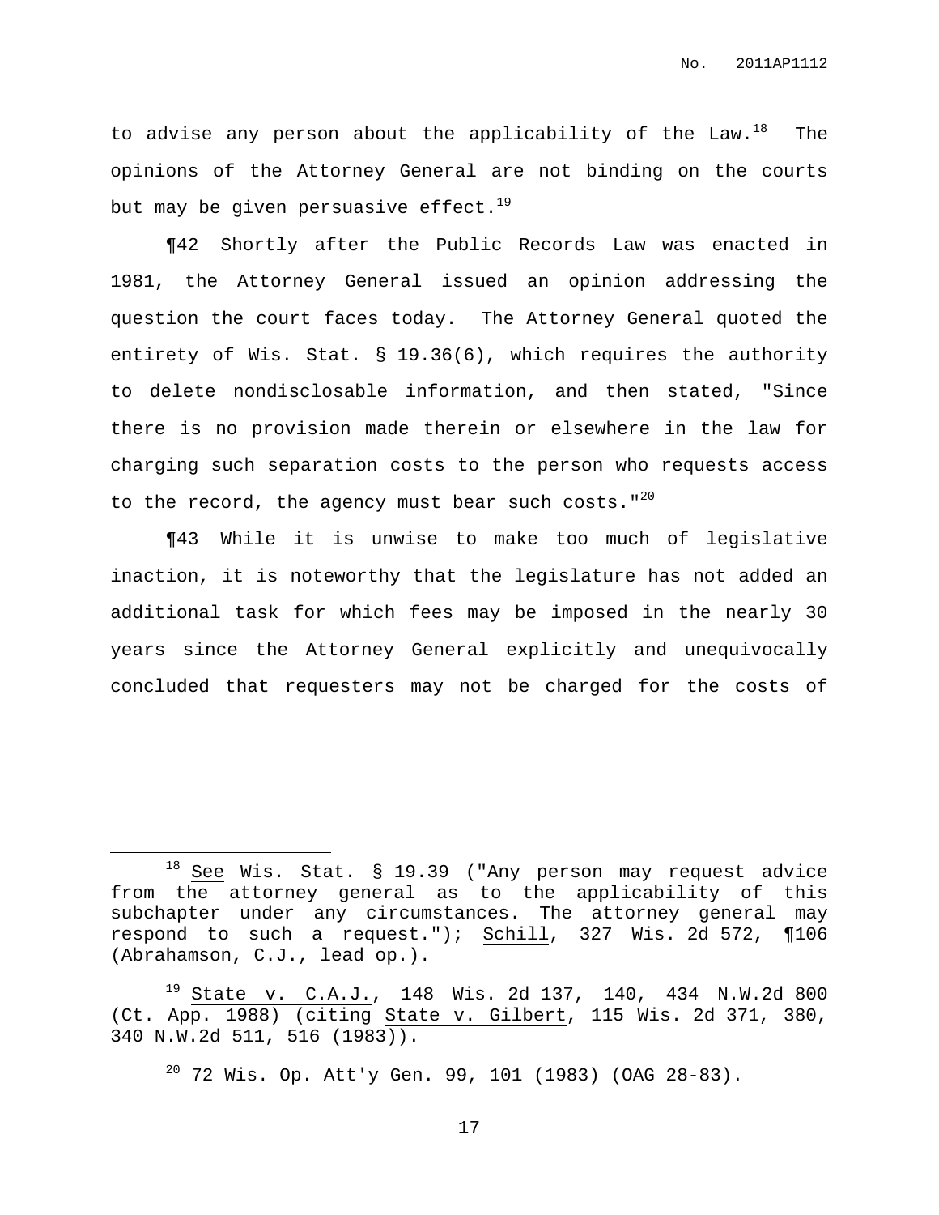to advise any person about the applicability of the Law.[18] The opinions of the Attorney General are not binding on the courts but may be given persuasive effect.[19]

¶42 Shortly after the Public Records Law was enacted in 1981, the Attorney General issued an opinion addressing the question the court faces today. The Attorney General quoted the entirety of Wis. Stat. § 19.36(6), which requires the authority to delete nondisclosable information, and then stated, "Since there is no provision made therein or elsewhere in the law for charging such separation costs to the person who requests access to the record, the agency must bear such costs."[20]

¶43 While it is unwise to make too much of legislative inaction, it is noteworthy that the legislature has not added an additional task for which fees may be imposed in the nearly 30 years since the Attorney General explicitly and unequivocally concluded that requesters may not be charged for the costs of

---

[18] See Wis. Stat. § 19.39 ("Any person may request advice from the attorney general as to the applicability of this subchapter under any circumstances. The attorney general may respond to such a request."); Schill, 327 Wis. 2d 572, ¶106 (Abrahamson, C.J., lead op.).

[19] State v. C.A.J., 148 Wis. 2d 137, 140, 434 N.W.2d 800 (Ct. App. 1988) (citing State v. Gilbert, 115 Wis. 2d 371, 380, 340 N.W.2d 511, 516 (1983)).

[20] 72 Wis. Op. Att'y Gen. 99, 101 (1983) (OAG 28-83).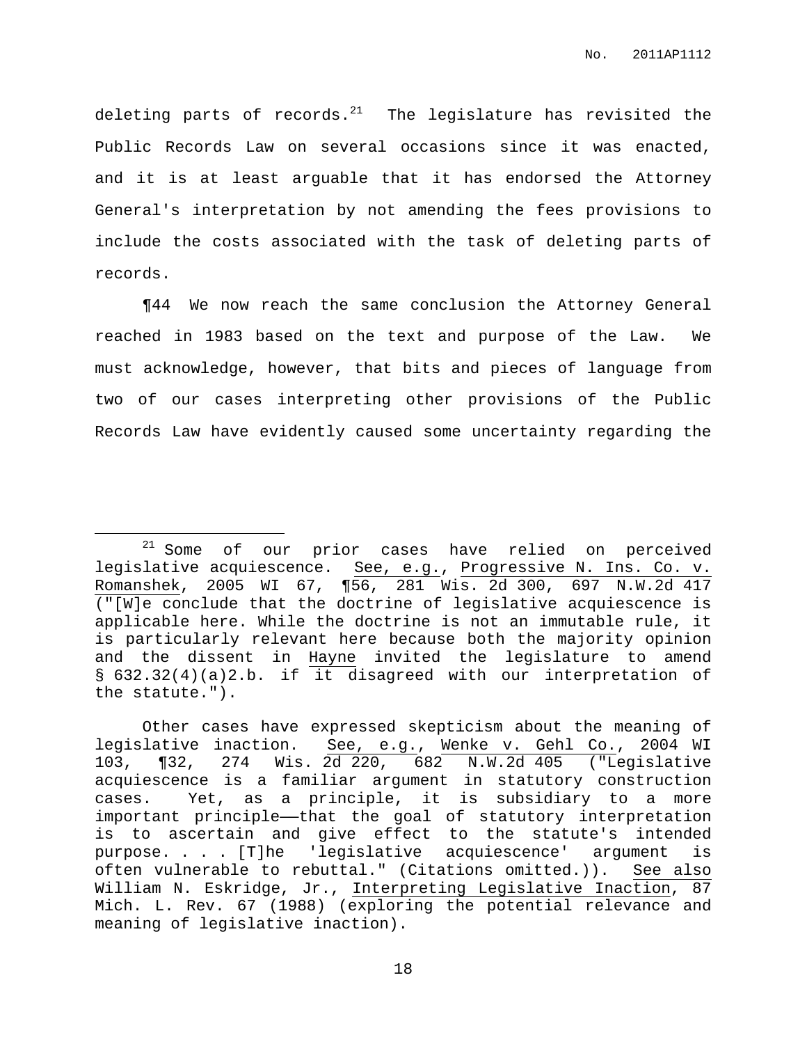deleting parts of records.[21] The legislature has revisited the Public Records Law on several occasions since it was enacted, and it is at least arguable that it has endorsed the Attorney General's interpretation by not amending the fees provisions to include the costs associated with the task of deleting parts of records.

¶44 We now reach the same conclusion the Attorney General reached in 1983 based on the text and purpose of the Law. We must acknowledge, however, that bits and pieces of language from two of our cases interpreting other provisions of the Public Records Law have evidently caused some uncertainty regarding the

---

[21] Some of our prior cases have relied on perceived legislative acquiescence. See, e.g., Progressive N. Ins. Co. v. Romanshek, 2005 WI 67, ¶56, 281 Wis. 2d 300, 697 N.W.2d 417 ("[W]e conclude that the doctrine of legislative acquiescence is applicable here. While the doctrine is not an immutable rule, it is particularly relevant here because both the majority opinion and the dissent in Hayne invited the legislature to amend § 632.32(4)(a)2.b. if it disagreed with our interpretation of the statute.").

Other cases have expressed skepticism about the meaning of legislative inaction. See, e.g., Wenke v. Gehl Co., 2004 WI 103, ¶32, 274 Wis. 2d 220, 682 N.W.2d 405 ("Legislative acquiescence is a familiar argument in statutory construction cases. Yet, as a principle, it is subsidiary to a more important principle——that the goal of statutory interpretation is to ascertain and give effect to the statute's intended purpose. . . . [T]he 'legislative acquiescence' argument is often vulnerable to rebuttal." (Citations omitted.)). See also William N. Eskridge, Jr., Interpreting Legislative Inaction, 87 Mich. L. Rev. 67 (1988) (exploring the potential relevance and meaning of legislative inaction).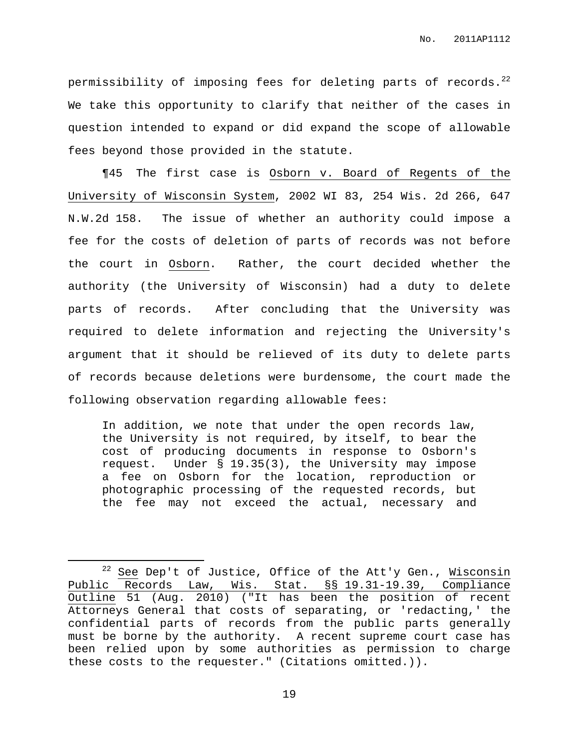permissibility of imposing fees for deleting parts of records.[22] We take this opportunity to clarify that neither of the cases in question intended to expand or did expand the scope of allowable fees beyond those provided in the statute.

¶45 The first case is Osborn v. Board of Regents of the University of Wisconsin System, 2002 WI 83, 254 Wis. 2d 266, 647 N.W.2d 158. The issue of whether an authority could impose a fee for the costs of deletion of parts of records was not before the court in Osborn. Rather, the court decided whether the authority (the University of Wisconsin) had a duty to delete parts of records. After concluding that the University was required to delete information and rejecting the University's argument that it should be relieved of its duty to delete parts of records because deletions were burdensome, the court made the following observation regarding allowable fees:

> In addition, we note that under the open records law, the University is not required, by itself, to bear the cost of producing documents in response to Osborn's request. Under § 19.35(3), the University may impose a fee on Osborn for the location, reproduction or photographic processing of the requested records, but the fee may not exceed the actual, necessary and

---

[22] See Dep't of Justice, Office of the Att'y Gen., Wisconsin Public Records Law, Wis. Stat. §§ 19.31-19.39, Compliance Outline 51 (Aug. 2010) ("It has been the position of recent Attorneys General that costs of separating, or 'redacting,' the confidential parts of records from the public parts generally must be borne by the authority. A recent supreme court case has been relied upon by some authorities as permission to charge these costs to the requester." (Citations omitted.)).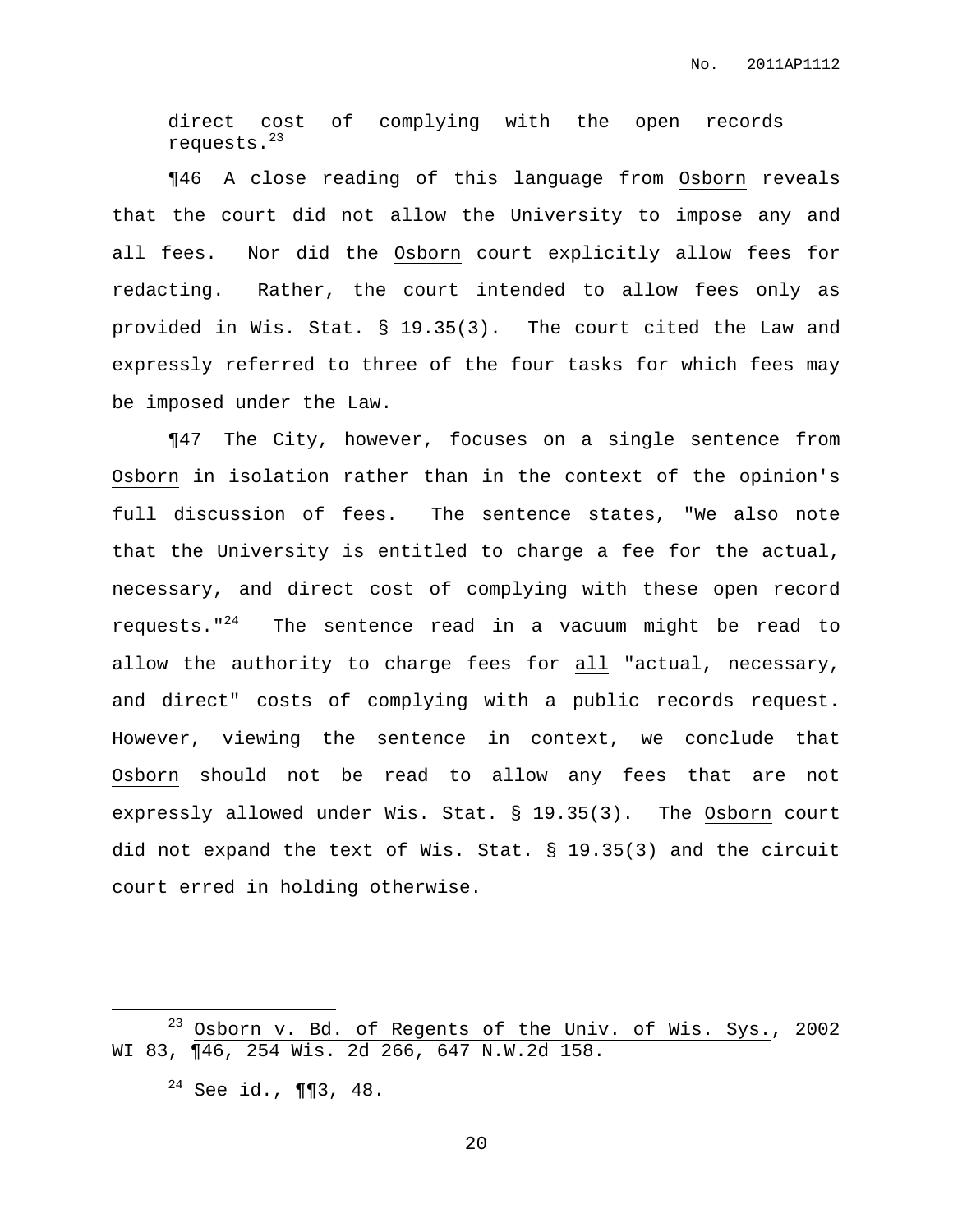direct cost of complying with the open records requests.[23]

¶46 A close reading of this language from Osborn reveals that the court did not allow the University to impose any and all fees. Nor did the Osborn court explicitly allow fees for redacting. Rather, the court intended to allow fees only as provided in Wis. Stat. § 19.35(3). The court cited the Law and expressly referred to three of the four tasks for which fees may be imposed under the Law.

¶47 The City, however, focuses on a single sentence from Osborn in isolation rather than in the context of the opinion's full discussion of fees. The sentence states, "We also note that the University is entitled to charge a fee for the actual, necessary, and direct cost of complying with these open record requests."[24] The sentence read in a vacuum might be read to allow the authority to charge fees for all "actual, necessary, and direct" costs of complying with a public records request. However, viewing the sentence in context, we conclude that Osborn should not be read to allow any fees that are not expressly allowed under Wis. Stat. § 19.35(3). The Osborn court did not expand the text of Wis. Stat. § 19.35(3) and the circuit court erred in holding otherwise.

---

[23] Osborn v. Bd. of Regents of the Univ. of Wis. Sys., 2002 WI 83, ¶46, 254 Wis. 2d 266, 647 N.W.2d 158.

[24] See id., ¶¶3, 48.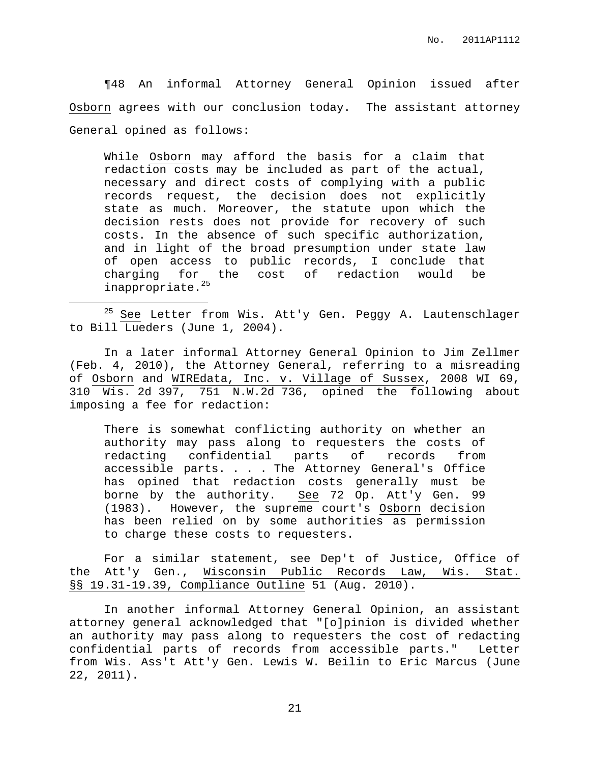¶48 An informal Attorney General Opinion issued after Osborn agrees with our conclusion today. The assistant attorney General opined as follows:

> While Osborn may afford the basis for a claim that redaction costs may be included as part of the actual, necessary and direct costs of complying with a public records request, the decision does not explicitly state as much. Moreover, the statute upon which the decision rests does not provide for recovery of such costs. In the absence of such specific authorization, and in light of the broad presumption under state law of open access to public records, I conclude that charging for the cost of redaction would be inappropriate.[25]

---

[25] See Letter from Wis. Att'y Gen. Peggy A. Lautenschlager to Bill Lueders (June 1, 2004).

In a later informal Attorney General Opinion to Jim Zellmer (Feb. 4, 2010), the Attorney General, referring to a misreading of Osborn and WIREdata, Inc. v. Village of Sussex, 2008 WI 69, 310 Wis. 2d 397, 751 N.W.2d 736, opined the following about imposing a fee for redaction:

> There is somewhat conflicting authority on whether an authority may pass along to requesters the costs of redacting confidential parts of records from accessible parts. . . . The Attorney General's Office has opined that redaction costs generally must be borne by the authority. See 72 Op. Att'y Gen. 99 (1983). However, the supreme court's Osborn decision has been relied on by some authorities as permission to charge these costs to requesters.

For a similar statement, see Dep't of Justice, Office of the Att'y Gen., Wisconsin Public Records Law, Wis. Stat. §§ 19.31-19.39, Compliance Outline 51 (Aug. 2010).

In another informal Attorney General Opinion, an assistant attorney general acknowledged that "[o]pinion is divided whether an authority may pass along to requesters the cost of redacting confidential parts of records from accessible parts." Letter from Wis. Ass't Att'y Gen. Lewis W. Beilin to Eric Marcus (June 22, 2011).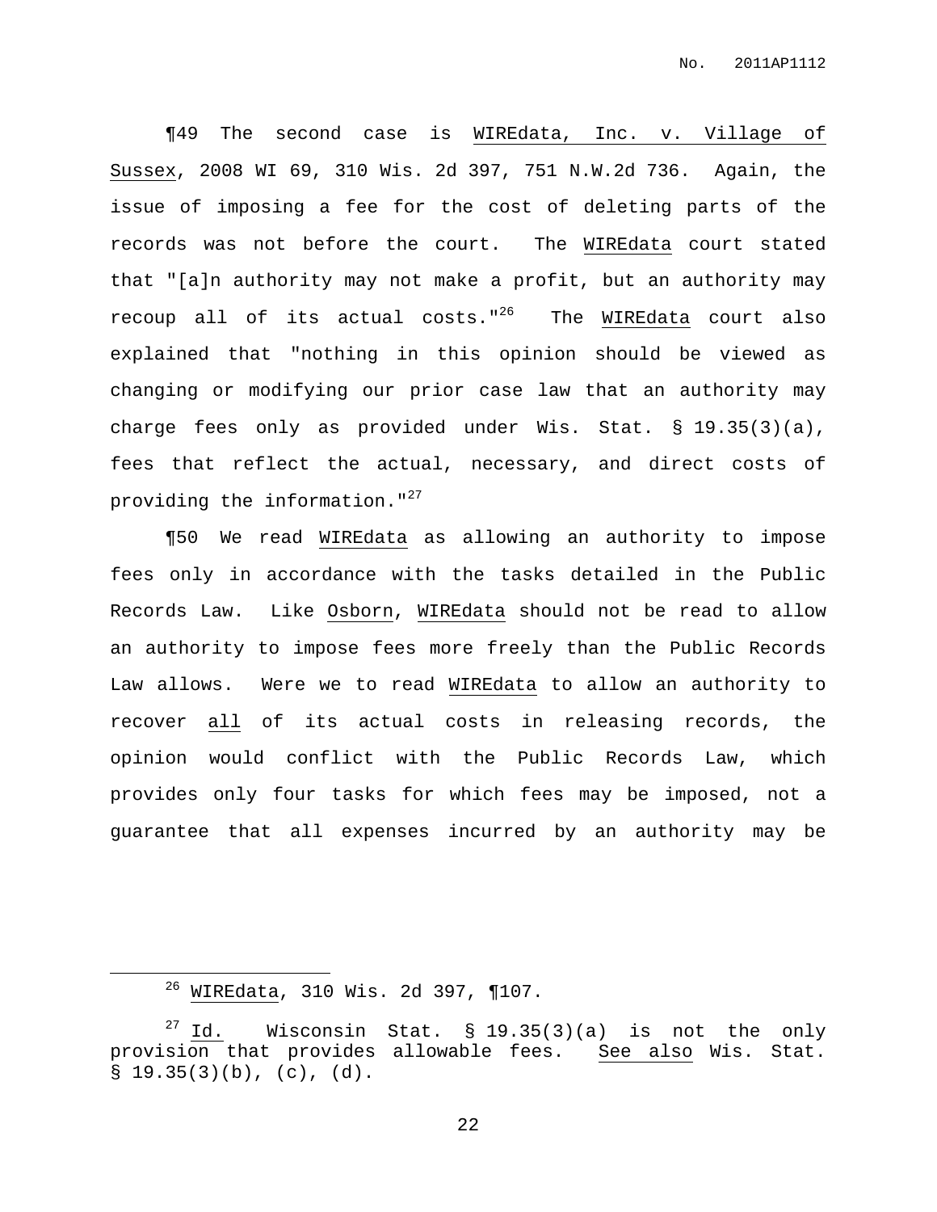¶49 The second case is WIREdata, Inc. v. Village of Sussex, 2008 WI 69, 310 Wis. 2d 397, 751 N.W.2d 736. Again, the issue of imposing a fee for the cost of deleting parts of the records was not before the court. The WIREdata court stated that "[a]n authority may not make a profit, but an authority may recoup all of its actual costs."[26] The WIREdata court also explained that "nothing in this opinion should be viewed as changing or modifying our prior case law that an authority may charge fees only as provided under Wis. Stat. § 19.35(3)(a), fees that reflect the actual, necessary, and direct costs of providing the information."[27]

¶50 We read WIREdata as allowing an authority to impose fees only in accordance with the tasks detailed in the Public Records Law. Like Osborn, WIREdata should not be read to allow an authority to impose fees more freely than the Public Records Law allows. Were we to read WIREdata to allow an authority to recover all of its actual costs in releasing records, the opinion would conflict with the Public Records Law, which provides only four tasks for which fees may be imposed, not a guarantee that all expenses incurred by an authority may be

---

[26] WIREdata, 310 Wis. 2d 397, ¶107.

[27] Id. Wisconsin Stat. § 19.35(3)(a) is not the only provision that provides allowable fees. See also Wis. Stat. § 19.35(3)(b), (c), (d).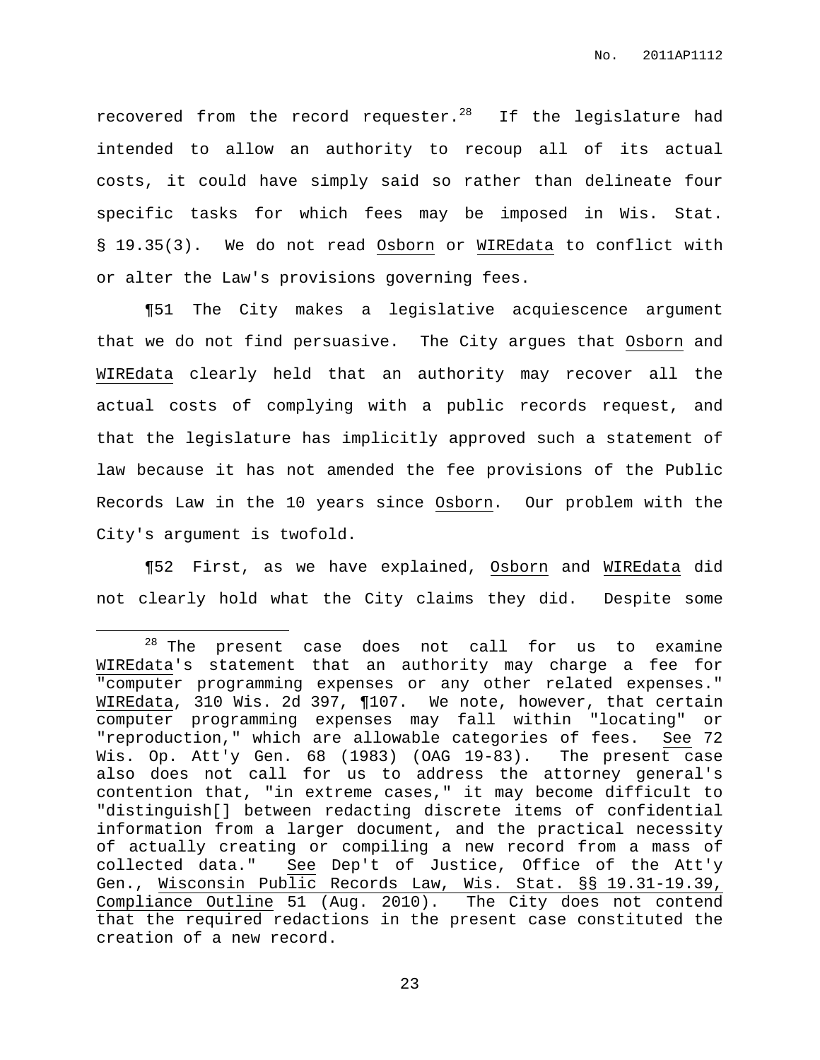recovered from the record requester.[28] If the legislature had intended to allow an authority to recoup all of its actual costs, it could have simply said so rather than delineate four specific tasks for which fees may be imposed in Wis. Stat. § 19.35(3). We do not read Osborn or WIREdata to conflict with or alter the Law's provisions governing fees.

¶51 The City makes a legislative acquiescence argument that we do not find persuasive. The City argues that Osborn and WIREdata clearly held that an authority may recover all the actual costs of complying with a public records request, and that the legislature has implicitly approved such a statement of law because it has not amended the fee provisions of the Public Records Law in the 10 years since Osborn. Our problem with the City's argument is twofold.

¶52 First, as we have explained, Osborn and WIREdata did not clearly hold what the City claims they did. Despite some

---

[28] The present case does not call for us to examine WIREdata's statement that an authority may charge a fee for "computer programming expenses or any other related expenses." WIREdata, 310 Wis. 2d 397, ¶107. We note, however, that certain computer programming expenses may fall within "locating" or "reproduction," which are allowable categories of fees. See 72 Wis. Op. Att'y Gen. 68 (1983) (OAG 19-83). The present case also does not call for us to address the attorney general's contention that, "in extreme cases," it may become difficult to "distinguish[] between redacting discrete items of confidential information from a larger document, and the practical necessity of actually creating or compiling a new record from a mass of collected data." See Dep't of Justice, Office of the Att'y Gen., Wisconsin Public Records Law, Wis. Stat. §§ 19.31-19.39, Compliance Outline 51 (Aug. 2010). The City does not contend that the required redactions in the present case constituted the creation of a new record.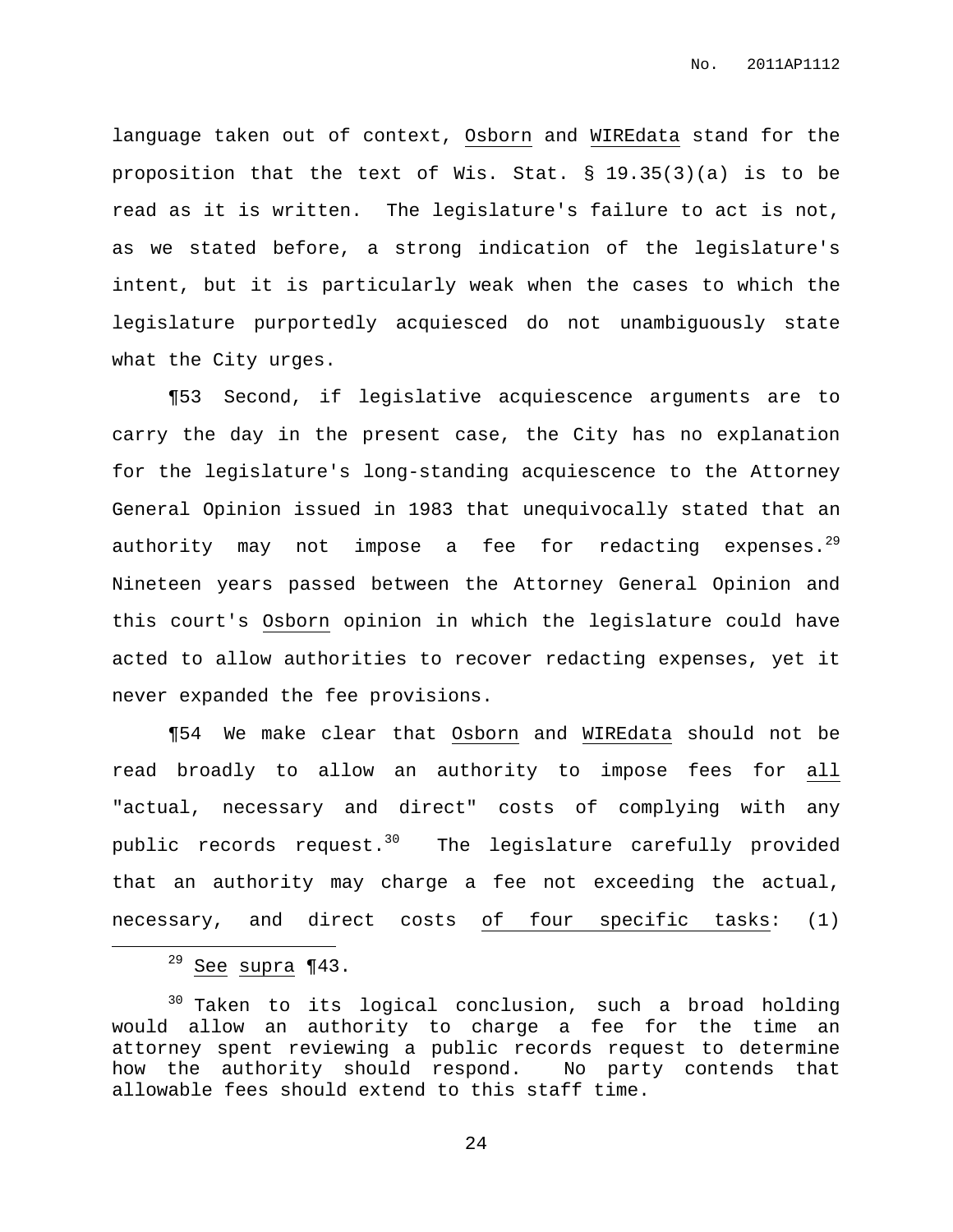language taken out of context, Osborn and WIREdata stand for the proposition that the text of Wis. Stat. § 19.35(3)(a) is to be read as it is written. The legislature's failure to act is not, as we stated before, a strong indication of the legislature's intent, but it is particularly weak when the cases to which the legislature purportedly acquiesced do not unambiguously state what the City urges.

¶53 Second, if legislative acquiescence arguments are to carry the day in the present case, the City has no explanation for the legislature's long-standing acquiescence to the Attorney General Opinion issued in 1983 that unequivocally stated that an authority may not impose a fee for redacting expenses.[29] Nineteen years passed between the Attorney General Opinion and this court's Osborn opinion in which the legislature could have acted to allow authorities to recover redacting expenses, yet it never expanded the fee provisions.

¶54 We make clear that Osborn and WIREdata should not be read broadly to allow an authority to impose fees for all "actual, necessary and direct" costs of complying with any public records request.[30] The legislature carefully provided that an authority may charge a fee not exceeding the actual, necessary, and direct costs of four specific tasks: (1)

---

[29] See supra ¶43.

[30] Taken to its logical conclusion, such a broad holding would allow an authority to charge a fee for the time an attorney spent reviewing a public records request to determine how the authority should respond. No party contends that allowable fees should extend to this staff time.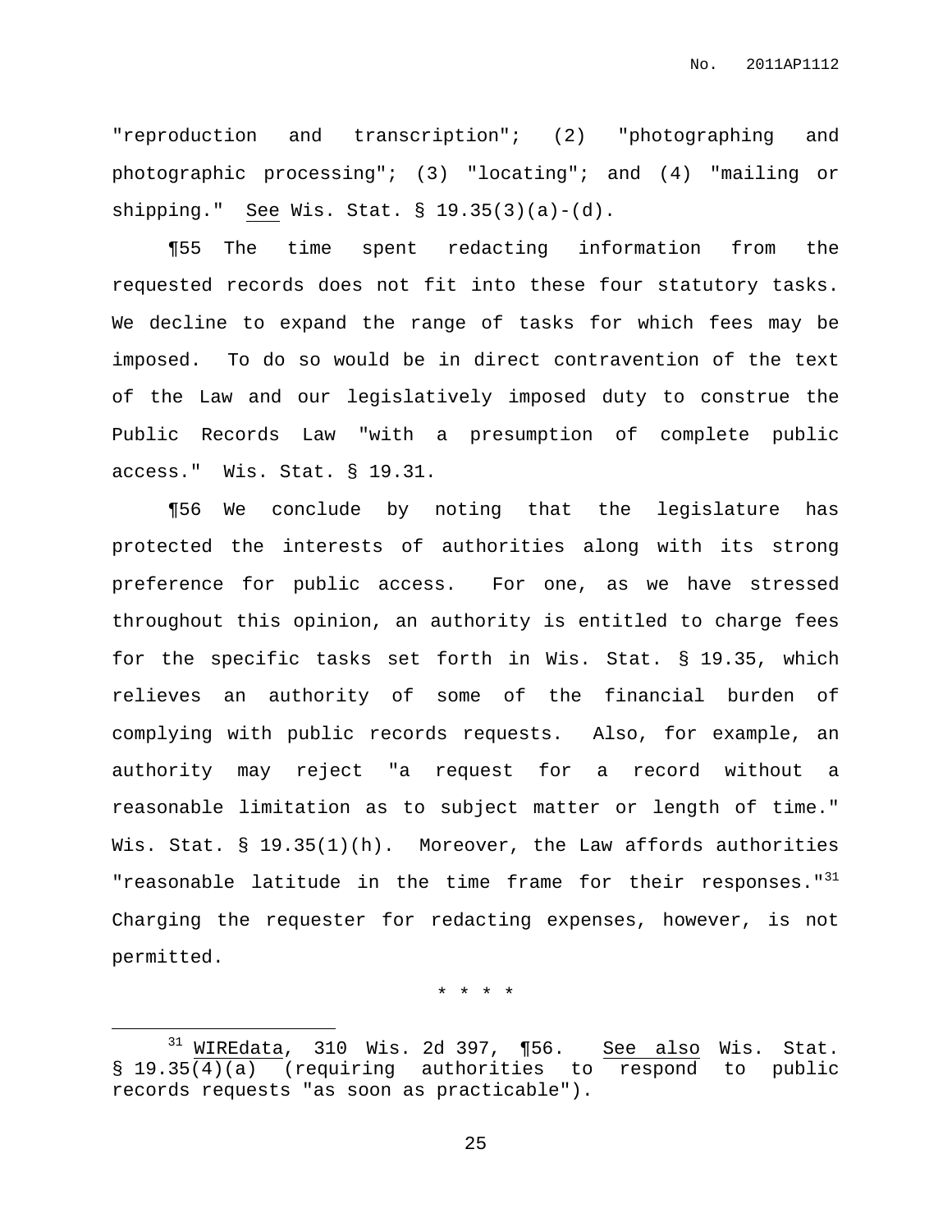"reproduction and transcription"; (2) "photographing and photographic processing"; (3) "locating"; and (4) "mailing or shipping." See Wis. Stat. § 19.35(3)(a)-(d).

¶55 The time spent redacting information from the requested records does not fit into these four statutory tasks. We decline to expand the range of tasks for which fees may be imposed. To do so would be in direct contravention of the text of the Law and our legislatively imposed duty to construe the Public Records Law "with a presumption of complete public access." Wis. Stat. § 19.31.

¶56 We conclude by noting that the legislature has protected the interests of authorities along with its strong preference for public access. For one, as we have stressed throughout this opinion, an authority is entitled to charge fees for the specific tasks set forth in Wis. Stat. § 19.35, which relieves an authority of some of the financial burden of complying with public records requests. Also, for example, an authority may reject "a request for a record without a reasonable limitation as to subject matter or length of time." Wis. Stat. § 19.35(1)(h). Moreover, the Law affords authorities "reasonable latitude in the time frame for their responses."[31] Charging the requester for redacting expenses, however, is not permitted.

\* \* \* \*

[31] WIREdata, 310 Wis. 2d 397, ¶56. See also Wis. Stat. § 19.35(4)(a) (requiring authorities to respond to public records requests "as soon as practicable").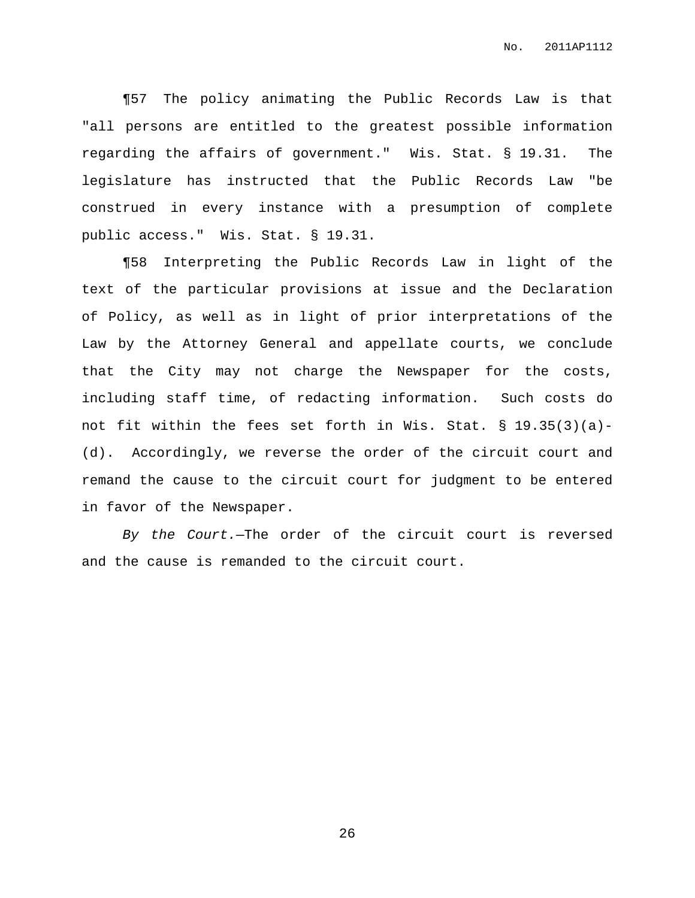¶57 The policy animating the Public Records Law is that "all persons are entitled to the greatest possible information regarding the affairs of government." Wis. Stat. § 19.31. The legislature has instructed that the Public Records Law "be construed in every instance with a presumption of complete public access." Wis. Stat. § 19.31.

¶58 Interpreting the Public Records Law in light of the text of the particular provisions at issue and the Declaration of Policy, as well as in light of prior interpretations of the Law by the Attorney General and appellate courts, we conclude that the City may not charge the Newspaper for the costs, including staff time, of redacting information. Such costs do not fit within the fees set forth in Wis. Stat. § 19.35(3)(a)-(d). Accordingly, we reverse the order of the circuit court and remand the cause to the circuit court for judgment to be entered in favor of the Newspaper.

*By the Court.*—The order of the circuit court is reversed and the cause is remanded to the circuit court.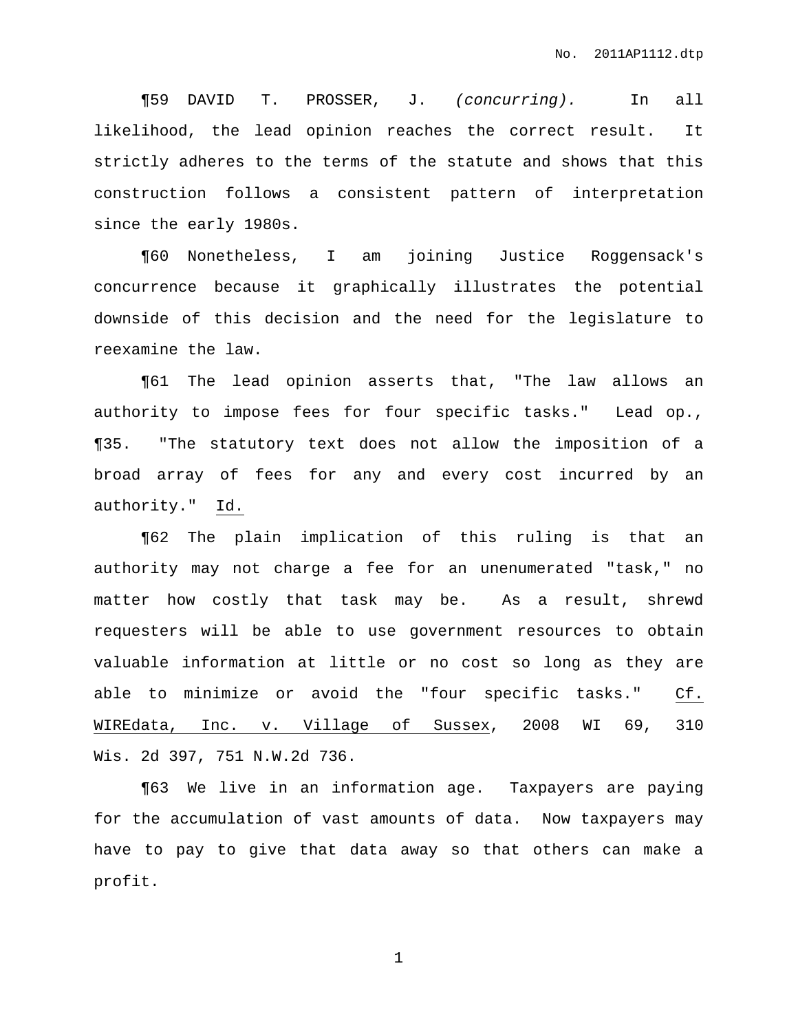¶59 DAVID T. PROSSER, J. *(concurring).* In all likelihood, the lead opinion reaches the correct result. It strictly adheres to the terms of the statute and shows that this construction follows a consistent pattern of interpretation since the early 1980s.

¶60 Nonetheless, I am joining Justice Roggensack's concurrence because it graphically illustrates the potential downside of this decision and the need for the legislature to reexamine the law.

¶61 The lead opinion asserts that, "The law allows an authority to impose fees for four specific tasks." Lead op., ¶35. "The statutory text does not allow the imposition of a broad array of fees for any and every cost incurred by an authority." Id.

¶62 The plain implication of this ruling is that an authority may not charge a fee for an unenumerated "task," no matter how costly that task may be. As a result, shrewd requesters will be able to use government resources to obtain valuable information at little or no cost so long as they are able to minimize or avoid the "four specific tasks." Cf. WIREdata, Inc. v. Village of Sussex, 2008 WI 69, 310 Wis. 2d 397, 751 N.W.2d 736.

¶63 We live in an information age. Taxpayers are paying for the accumulation of vast amounts of data. Now taxpayers may have to pay to give that data away so that others can make a profit.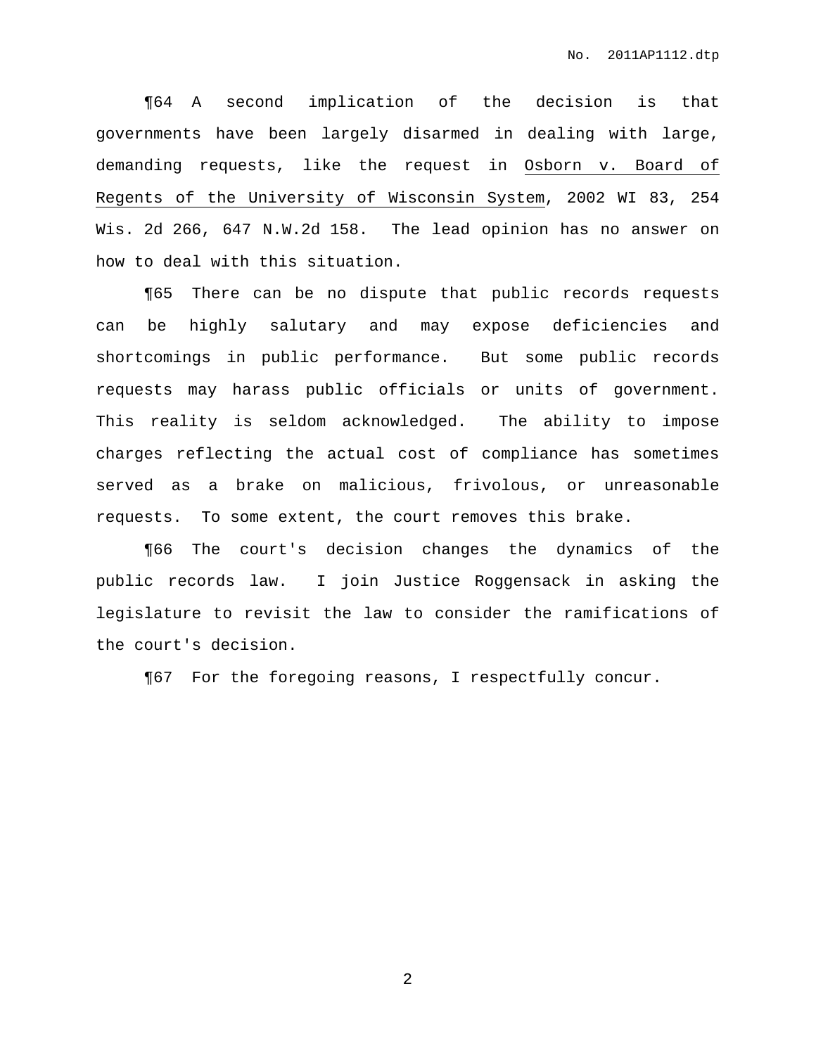¶64 A second implication of the decision is that governments have been largely disarmed in dealing with large, demanding requests, like the request in Osborn v. Board of Regents of the University of Wisconsin System, 2002 WI 83, 254 Wis. 2d 266, 647 N.W.2d 158. The lead opinion has no answer on how to deal with this situation.

¶65 There can be no dispute that public records requests can be highly salutary and may expose deficiencies and shortcomings in public performance. But some public records requests may harass public officials or units of government. This reality is seldom acknowledged. The ability to impose charges reflecting the actual cost of compliance has sometimes served as a brake on malicious, frivolous, or unreasonable requests. To some extent, the court removes this brake.

¶66 The court's decision changes the dynamics of the public records law. I join Justice Roggensack in asking the legislature to revisit the law to consider the ramifications of the court's decision.

¶67 For the foregoing reasons, I respectfully concur.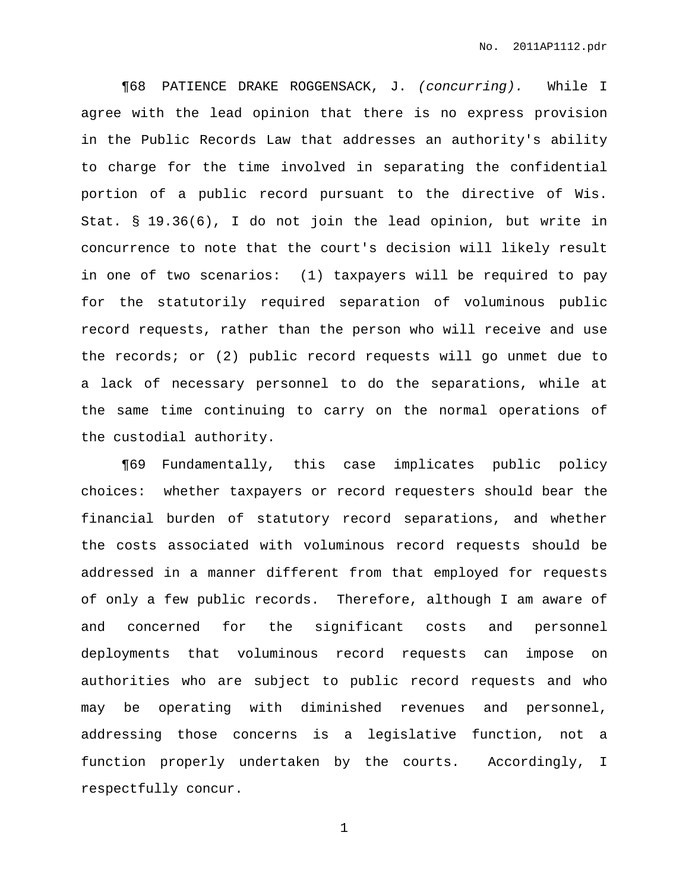¶68 PATIENCE DRAKE ROGGENSACK, J. *(concurring).* While I agree with the lead opinion that there is no express provision in the Public Records Law that addresses an authority's ability to charge for the time involved in separating the confidential portion of a public record pursuant to the directive of Wis. Stat. § 19.36(6), I do not join the lead opinion, but write in concurrence to note that the court's decision will likely result in one of two scenarios: (1) taxpayers will be required to pay for the statutorily required separation of voluminous public record requests, rather than the person who will receive and use the records; or (2) public record requests will go unmet due to a lack of necessary personnel to do the separations, while at the same time continuing to carry on the normal operations of the custodial authority.

¶69 Fundamentally, this case implicates public policy choices: whether taxpayers or record requesters should bear the financial burden of statutory record separations, and whether the costs associated with voluminous record requests should be addressed in a manner different from that employed for requests of only a few public records. Therefore, although I am aware of and concerned for the significant costs and personnel deployments that voluminous record requests can impose on authorities who are subject to public record requests and who may be operating with diminished revenues and personnel, addressing those concerns is a legislative function, not a function properly undertaken by the courts. Accordingly, I respectfully concur.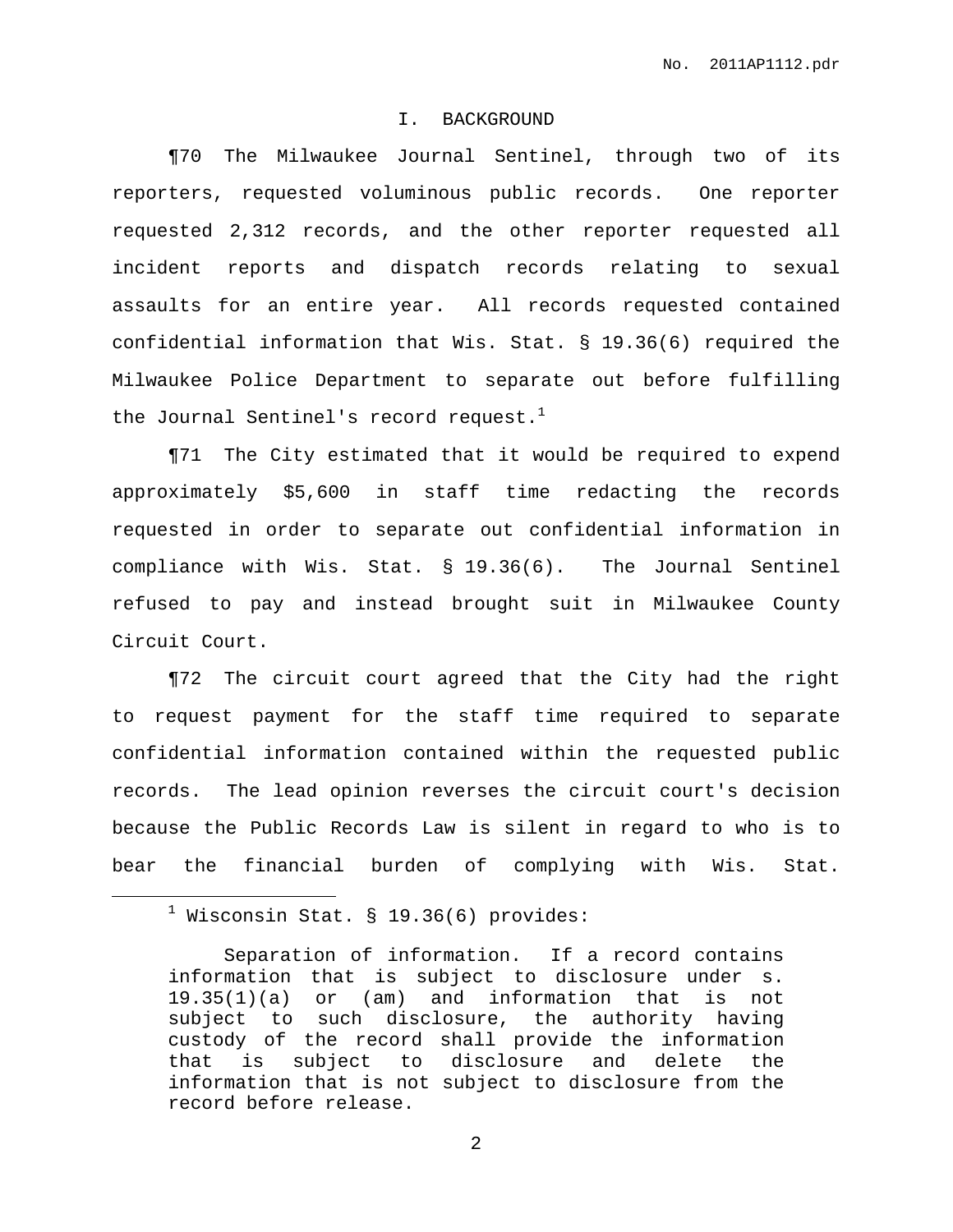## I. BACKGROUND

¶70 The Milwaukee Journal Sentinel, through two of its reporters, requested voluminous public records. One reporter requested 2,312 records, and the other reporter requested all incident reports and dispatch records relating to sexual assaults for an entire year. All records requested contained confidential information that Wis. Stat. § 19.36(6) required the Milwaukee Police Department to separate out before fulfilling the Journal Sentinel's record request.[1]

¶71 The City estimated that it would be required to expend approximately $5,600 in staff time redacting the records requested in order to separate out confidential information in compliance with Wis. Stat. § 19.36(6). The Journal Sentinel refused to pay and instead brought suit in Milwaukee County Circuit Court.

¶72 The circuit court agreed that the City had the right to request payment for the staff time required to separate confidential information contained within the requested public records. The lead opinion reverses the circuit court's decision because the Public Records Law is silent in regard to who is to bear the financial burden of complying with Wis. Stat.

---

[1] Wisconsin Stat. § 19.36(6) provides:

> Separation of information. If a record contains information that is subject to disclosure under s. 19.35(1)(a) or (am) and information that is not subject to such disclosure, the authority having custody of the record shall provide the information that is subject to disclosure and delete the information that is not subject to disclosure from the record before release.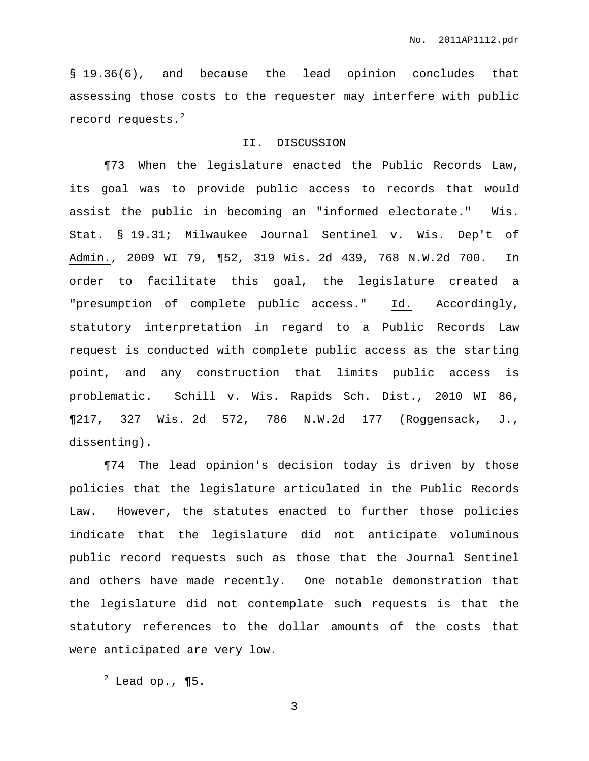§ 19.36(6), and because the lead opinion concludes that assessing those costs to the requester may interfere with public record requests.[2]

## II. DISCUSSION

¶73 When the legislature enacted the Public Records Law, its goal was to provide public access to records that would assist the public in becoming an "informed electorate." Wis. Stat. § 19.31; Milwaukee Journal Sentinel v. Wis. Dep't of Admin., 2009 WI 79, ¶52, 319 Wis. 2d 439, 768 N.W.2d 700. In order to facilitate this goal, the legislature created a "presumption of complete public access." Id. Accordingly, statutory interpretation in regard to a Public Records Law request is conducted with complete public access as the starting point, and any construction that limits public access is problematic. Schill v. Wis. Rapids Sch. Dist., 2010 WI 86, ¶217, 327 Wis. 2d 572, 786 N.W.2d 177 (Roggensack, J., dissenting).

¶74 The lead opinion's decision today is driven by those policies that the legislature articulated in the Public Records Law. However, the statutes enacted to further those policies indicate that the legislature did not anticipate voluminous public record requests such as those that the Journal Sentinel and others have made recently. One notable demonstration that the legislature did not contemplate such requests is that the statutory references to the dollar amounts of the costs that were anticipated are very low.

---

[2] Lead op., ¶5.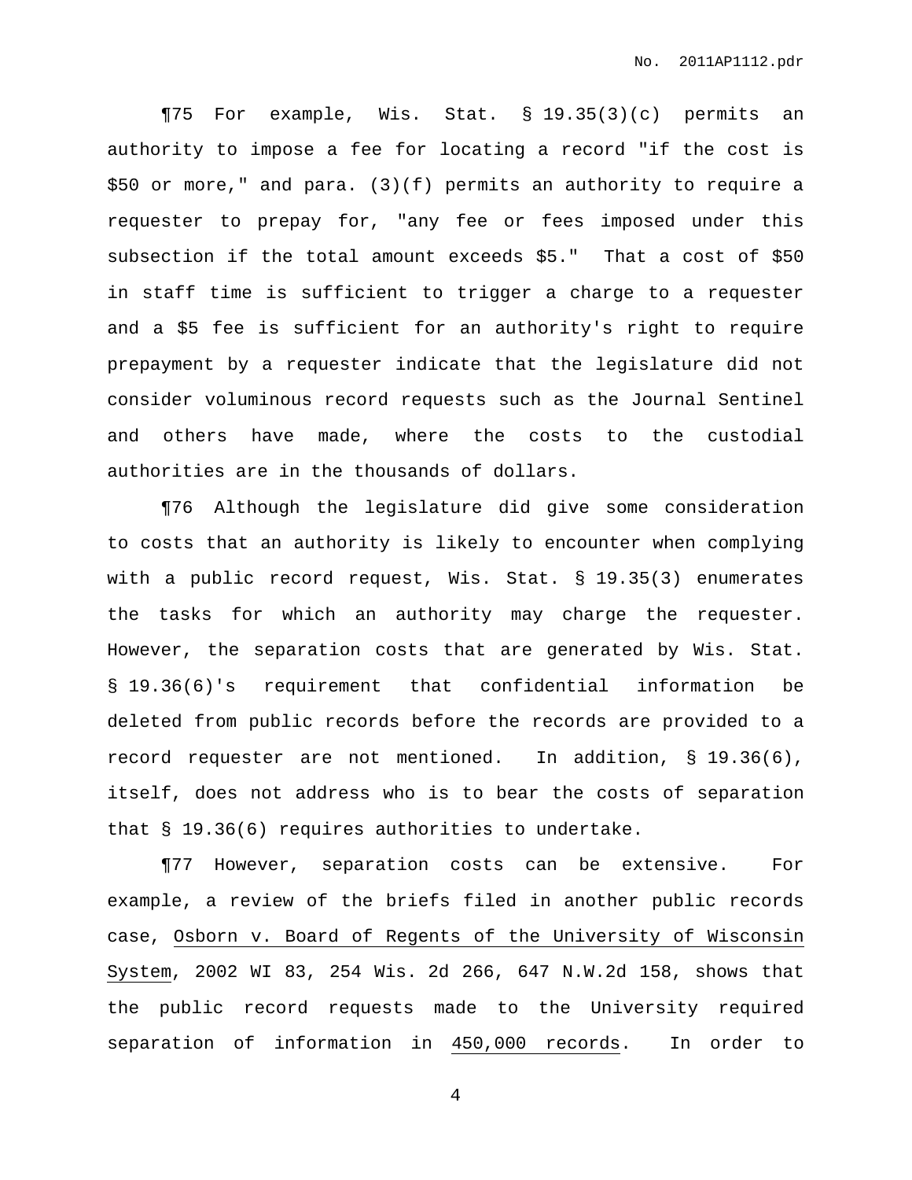¶75 For example, Wis. Stat. § 19.35(3)(c) permits an authority to impose a fee for locating a record "if the cost is $50 or more," and para. (3)(f) permits an authority to require a requester to prepay for, "any fee or fees imposed under this subsection if the total amount exceeds $5." That a cost of $50 in staff time is sufficient to trigger a charge to a requester and a $5 fee is sufficient for an authority's right to require prepayment by a requester indicate that the legislature did not consider voluminous record requests such as the Journal Sentinel and others have made, where the costs to the custodial authorities are in the thousands of dollars.

¶76 Although the legislature did give some consideration to costs that an authority is likely to encounter when complying with a public record request, Wis. Stat. § 19.35(3) enumerates the tasks for which an authority may charge the requester. However, the separation costs that are generated by Wis. Stat. § 19.36(6)'s requirement that confidential information be deleted from public records before the records are provided to a record requester are not mentioned. In addition, § 19.36(6), itself, does not address who is to bear the costs of separation that § 19.36(6) requires authorities to undertake.

¶77 However, separation costs can be extensive. For example, a review of the briefs filed in another public records case, <u>Osborn v. Board of Regents of the University of Wisconsin System</u>, 2002 WI 83, 254 Wis. 2d 266, 647 N.W.2d 158, shows that the public record requests made to the University required separation of information in <u>450,000 records</u>. In order to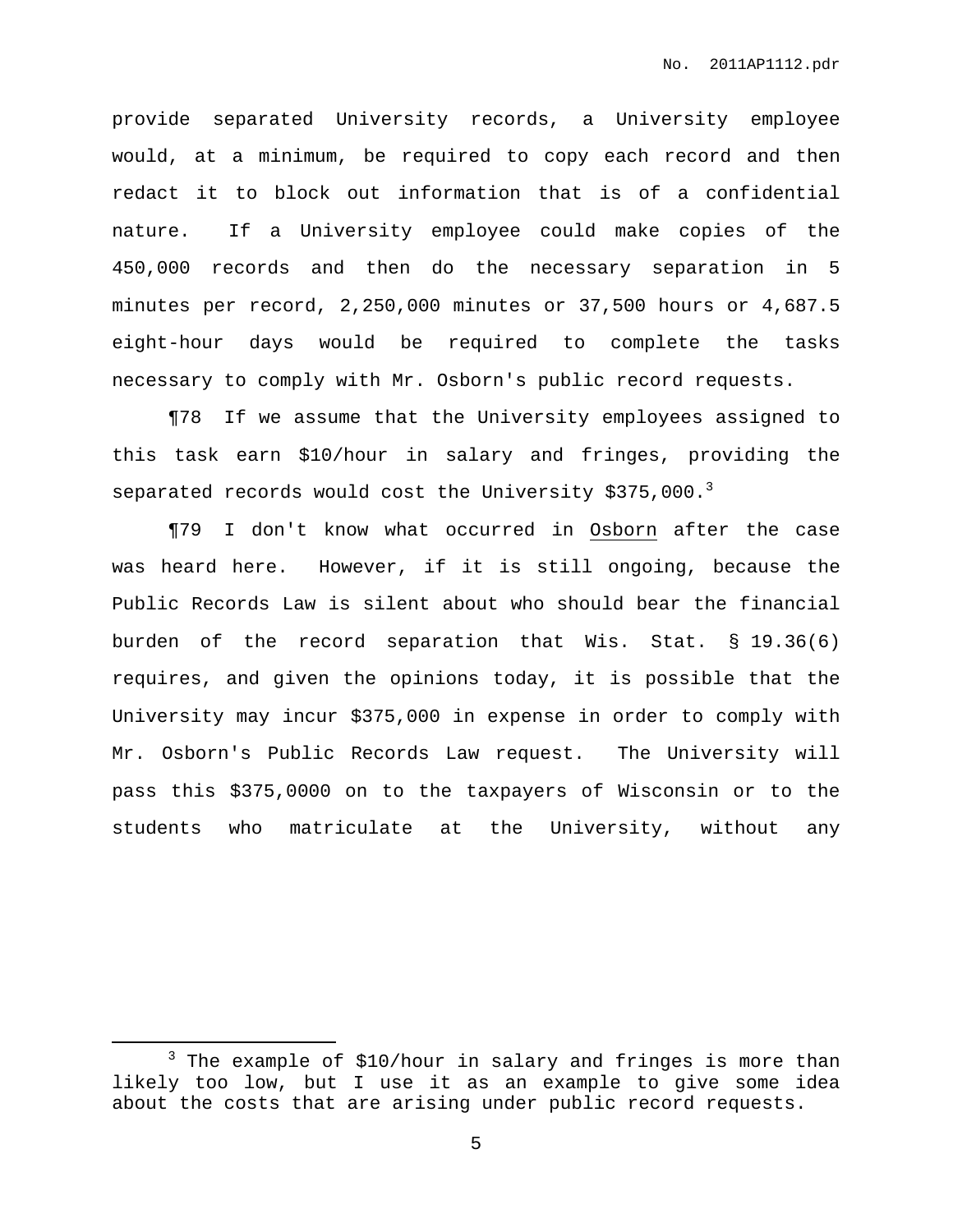provide separated University records, a University employee would, at a minimum, be required to copy each record and then redact it to block out information that is of a confidential nature. If a University employee could make copies of the 450,000 records and then do the necessary separation in 5 minutes per record, 2,250,000 minutes or 37,500 hours or 4,687.5 eight-hour days would be required to complete the tasks necessary to comply with Mr. Osborn's public record requests.

¶78 If we assume that the University employees assigned to this task earn $10/hour in salary and fringes, providing the separated records would cost the University $375,000.[3]

¶79 I don't know what occurred in Osborn after the case was heard here. However, if it is still ongoing, because the Public Records Law is silent about who should bear the financial burden of the record separation that Wis. Stat. § 19.36(6) requires, and given the opinions today, it is possible that the University may incur $375,000 in expense in order to comply with Mr. Osborn's Public Records Law request. The University will pass this $375,0000 on to the taxpayers of Wisconsin or to the students who matriculate at the University, without any

[3] The example of $10/hour in salary and fringes is more than likely too low, but I use it as an example to give some idea about the costs that are arising under public record requests.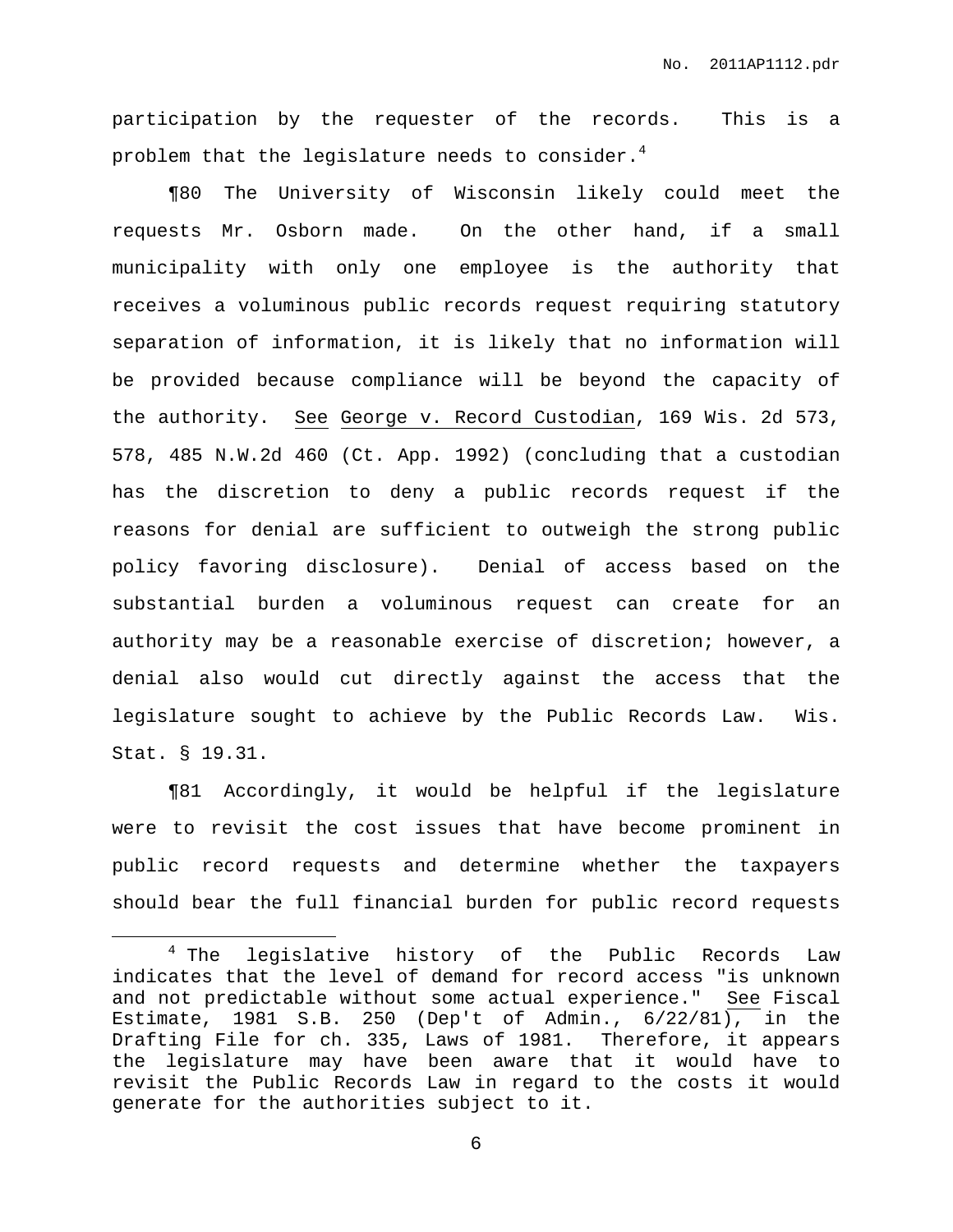participation by the requester of the records. This is a problem that the legislature needs to consider.[4]

¶80 The University of Wisconsin likely could meet the requests Mr. Osborn made. On the other hand, if a small municipality with only one employee is the authority that receives a voluminous public records request requiring statutory separation of information, it is likely that no information will be provided because compliance will be beyond the capacity of the authority. See George v. Record Custodian, 169 Wis. 2d 573, 578, 485 N.W.2d 460 (Ct. App. 1992) (concluding that a custodian has the discretion to deny a public records request if the reasons for denial are sufficient to outweigh the strong public policy favoring disclosure). Denial of access based on the substantial burden a voluminous request can create for an authority may be a reasonable exercise of discretion; however, a denial also would cut directly against the access that the legislature sought to achieve by the Public Records Law. Wis. Stat. § 19.31.

¶81 Accordingly, it would be helpful if the legislature were to revisit the cost issues that have become prominent in public record requests and determine whether the taxpayers should bear the full financial burden for public record requests

---

[4] The legislative history of the Public Records Law indicates that the level of demand for record access "is unknown and not predictable without some actual experience." See Fiscal Estimate, 1981 S.B. 250 (Dep't of Admin., 6/22/81), in the Drafting File for ch. 335, Laws of 1981. Therefore, it appears the legislature may have been aware that it would have to revisit the Public Records Law in regard to the costs it would generate for the authorities subject to it.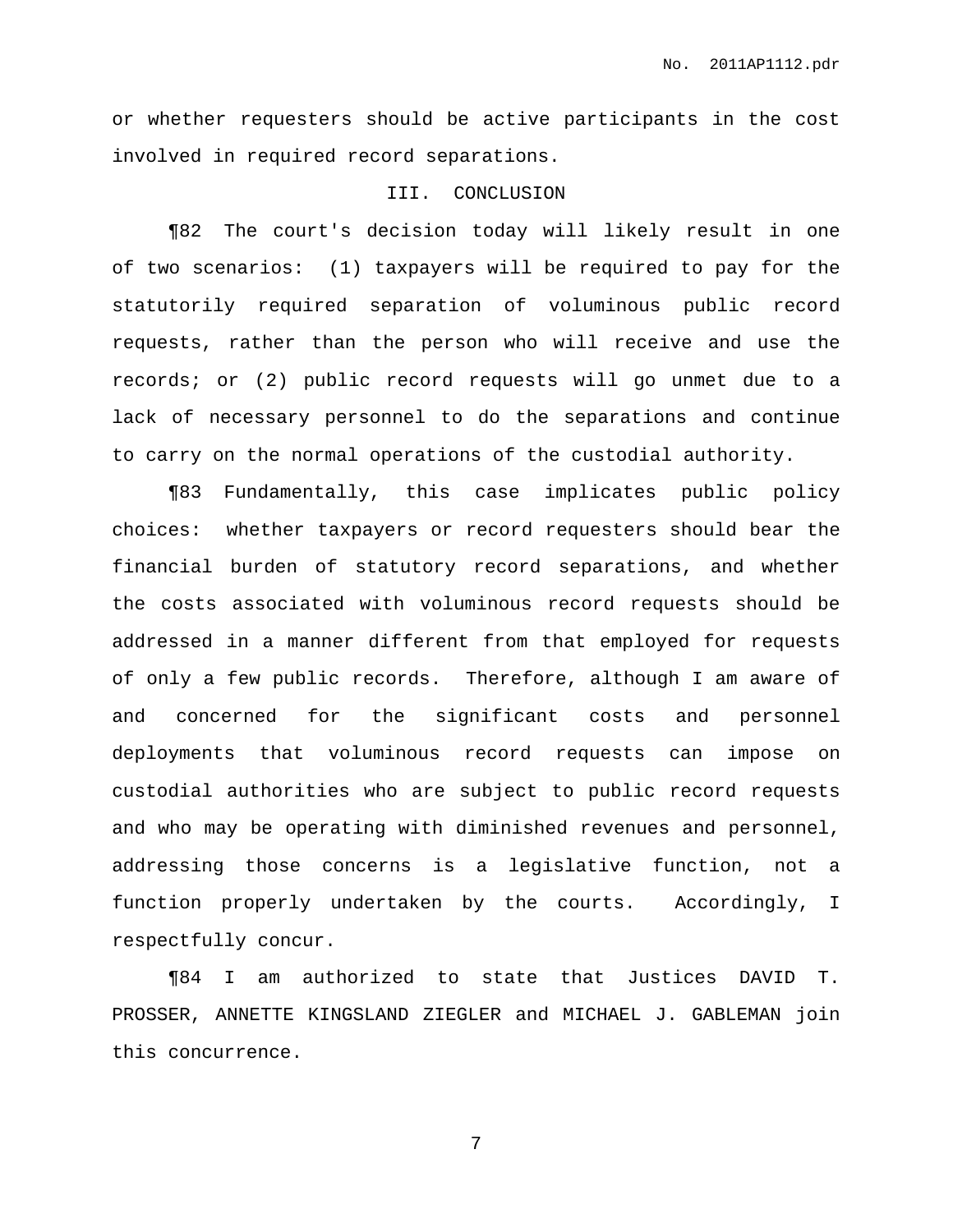or whether requesters should be active participants in the cost involved in required record separations.

## III. CONCLUSION

¶82 The court's decision today will likely result in one of two scenarios: (1) taxpayers will be required to pay for the statutorily required separation of voluminous public record requests, rather than the person who will receive and use the records; or (2) public record requests will go unmet due to a lack of necessary personnel to do the separations and continue to carry on the normal operations of the custodial authority.

¶83 Fundamentally, this case implicates public policy choices: whether taxpayers or record requesters should bear the financial burden of statutory record separations, and whether the costs associated with voluminous record requests should be addressed in a manner different from that employed for requests of only a few public records. Therefore, although I am aware of and concerned for the significant costs and personnel deployments that voluminous record requests can impose on custodial authorities who are subject to public record requests and who may be operating with diminished revenues and personnel, addressing those concerns is a legislative function, not a function properly undertaken by the courts. Accordingly, I respectfully concur.

¶84 I am authorized to state that Justices DAVID T. PROSSER, ANNETTE KINGSLAND ZIEGLER and MICHAEL J. GABLEMAN join this concurrence.